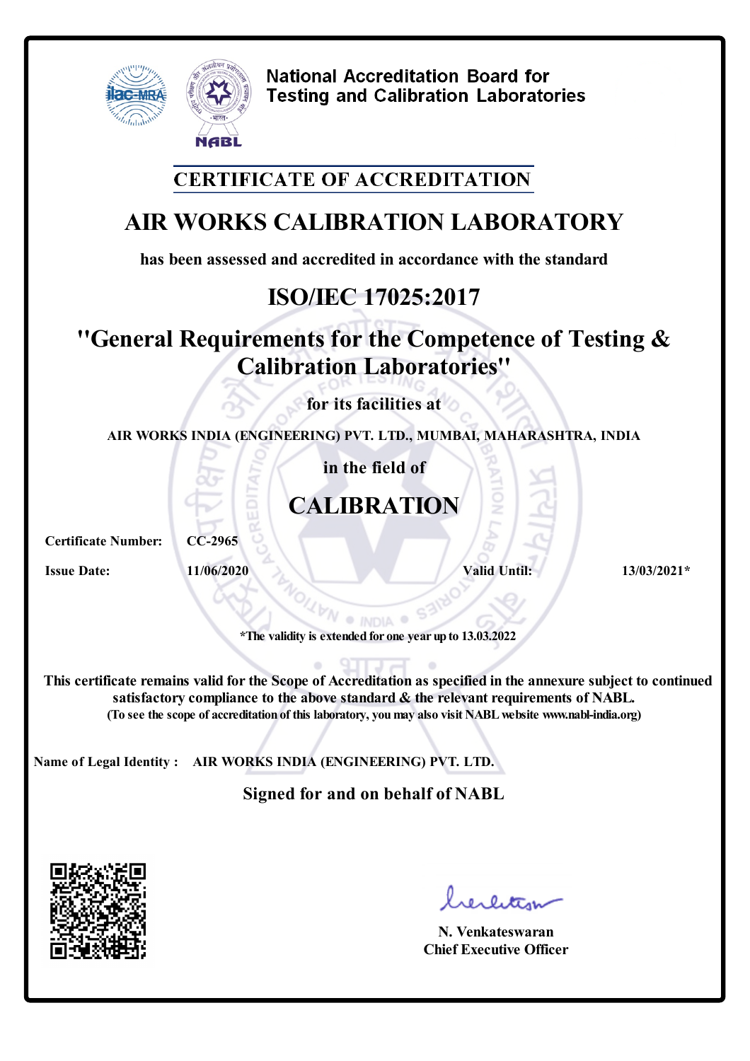National Accreditation Board for Testing and Calibration Laboratories

## CERTIFICATE OF ACCREDITATION

# AIR WORKS CALIBRATION LABORATORY

**has been assessed and accredited in accordance with the standard**

## ISO/IEC 17025:2017

## "General Requirements for the Competence of Testing & Calibration Laboratories"

**for its facilities at**

**AIR WORKS INDIA (ENGINEERING) PVT. LTD., MUMBAI, MAHARASHTRA, INDIA**

**in the field of**

## CALIBRATION

**Certificate Number:** CC-2965

**Issue Date:** 11/06/2020 **Valid Until:** 13/03/2021*

*The validity is extended for one year up to 13.03.2022

**This certificate remains valid for the Scope of Accreditation as specified in the annexure subject to continued satisfactory compliance to the above standard & the relevant requirements of NABL.**
**(To see the scope of accreditation of this laboratory, you may also visit NABL website www.nabl-india.org)**

**Name of Legal Identity :** AIR WORKS INDIA (ENGINEERING) PVT. LTD.

**Signed for and on behalf of NABL**

N. Venkateswaran
Chief Executive Officer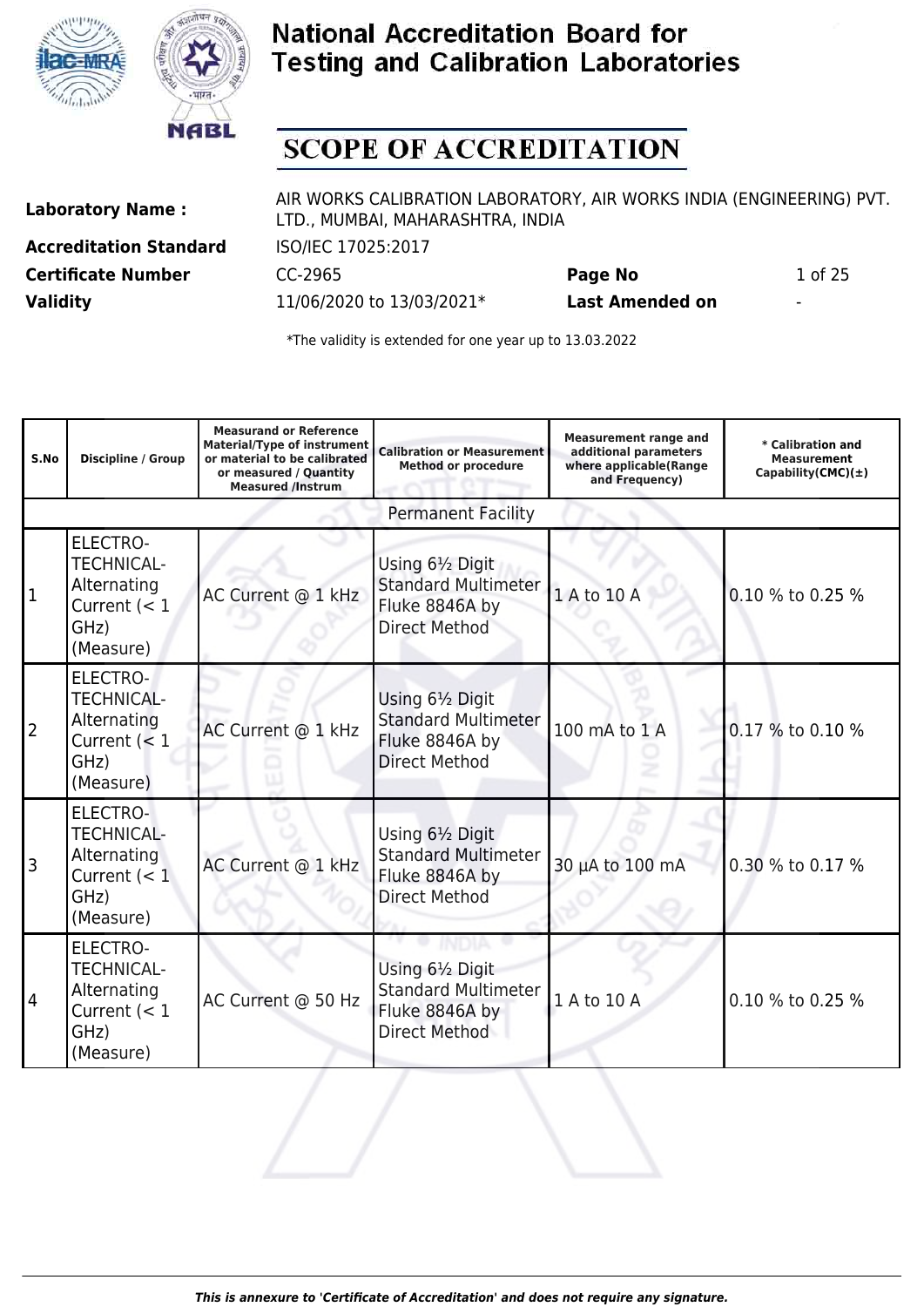# National Accreditation Board for Testing and Calibration Laboratories

## SCOPE OF ACCREDITATION

| | | | | |
|---|---|---|---|---|
| **Laboratory Name :** | AIR WORKS CALIBRATION LABORATORY, AIR WORKS INDIA (ENGINEERING) PVT. LTD., MUMBAI, MAHARASHTRA, INDIA | | | |
| **Accreditation Standard** | ISO/IEC 17025:2017 | | | |
| **Certificate Number** | CC-2965 | **Page No** | 1 of 25 |
| **Validity** | 11/06/2020 to 13/03/2021* | **Last Amended on** | - |

*The validity is extended for one year up to 13.03.2022

| S.No | Discipline / Group | Measurand or Reference Material/Type of instrument or material to be calibrated or measured / Quantity Measured /Instrum | Calibration or Measurement Method or procedure | Measurement range and additional parameters where applicable(Range and Frequency) | * Calibration and Measurement Capability(CMC)(±) |
|---|---|---|---|---|---|
| Permanent Facility | | | | | |
| 1 | ELECTRO-TECHNICAL-Alternating Current (< 1 GHz) (Measure) | AC Current @ 1 kHz | Using 6½ Digit Standard Multimeter Fluke 8846A by Direct Method | 1 A to 10 A | 0.10 % to 0.25 % |
| 2 | ELECTRO-TECHNICAL-Alternating Current (< 1 GHz) (Measure) | AC Current @ 1 kHz | Using 6½ Digit Standard Multimeter Fluke 8846A by Direct Method | 100 mA to 1 A | 0.17 % to 0.10 % |
| 3 | ELECTRO-TECHNICAL-Alternating Current (< 1 GHz) (Measure) | AC Current @ 1 kHz | Using 6½ Digit Standard Multimeter Fluke 8846A by Direct Method | 30 µA to 100 mA | 0.30 % to 0.17 % |
| 4 | ELECTRO-TECHNICAL-Alternating Current (< 1 GHz) (Measure) | AC Current @ 50 Hz | Using 6½ Digit Standard Multimeter Fluke 8846A by Direct Method | 1 A to 10 A | 0.10 % to 0.25 % |

*This is annexure to 'Certificate of Accreditation' and does not require any signature.*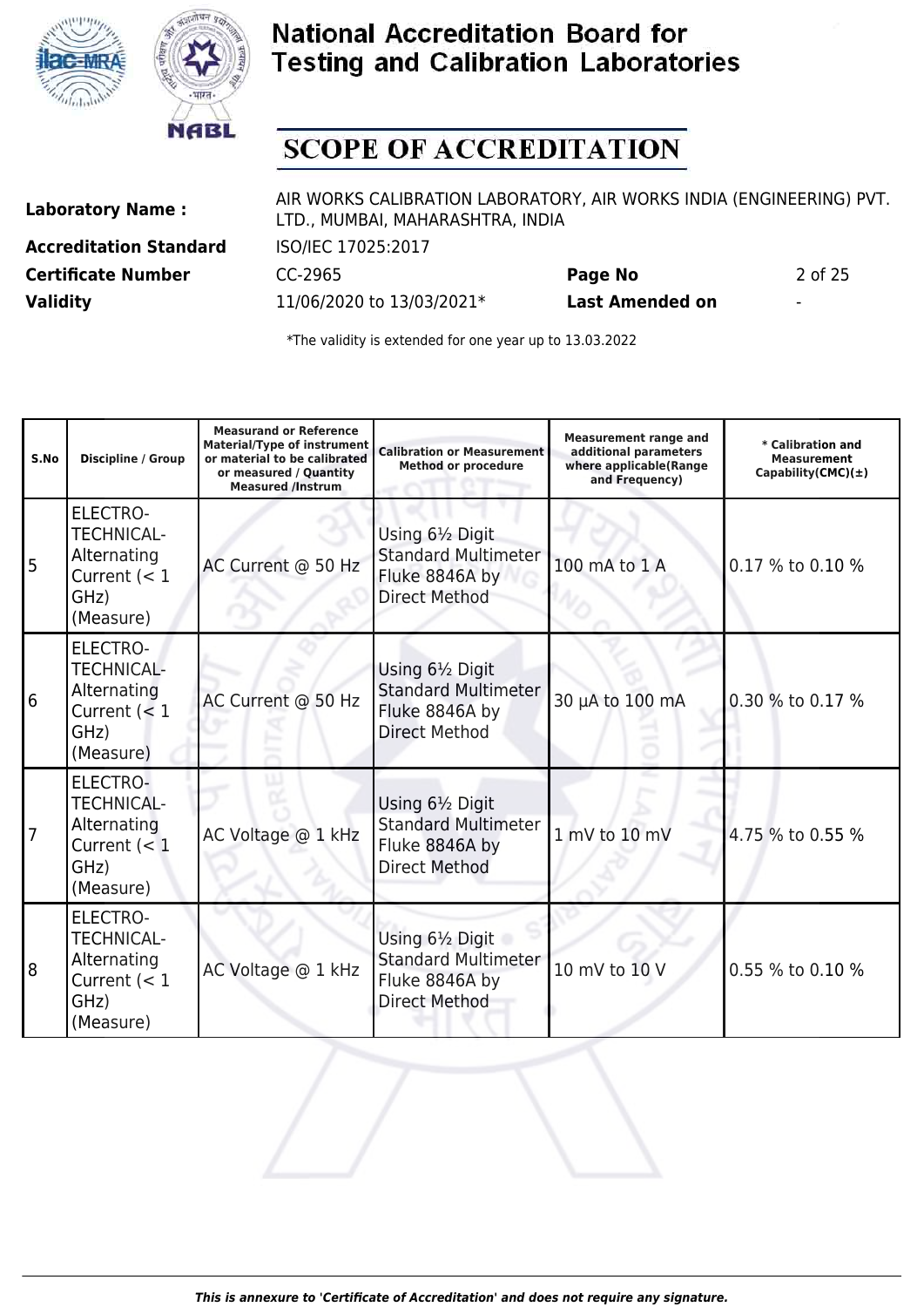# National Accreditation Board for Testing and Calibration Laboratories

## SCOPE OF ACCREDITATION

| | | | |
|---|---|---|---|
| **Laboratory Name :** | AIR WORKS CALIBRATION LABORATORY, AIR WORKS INDIA (ENGINEERING) PVT. LTD., MUMBAI, MAHARASHTRA, INDIA | | |
| **Accreditation Standard** | ISO/IEC 17025:2017 | | |
| **Certificate Number** | CC-2965 | **Page No** | 2 of 25 |
| **Validity** | 11/06/2020 to 13/03/2021* | **Last Amended on** | - |

*The validity is extended for one year up to 13.03.2022

| S.No | Discipline / Group | Measurand or Reference Material/Type of instrument or material to be calibrated or measured / Quantity Measured /Instrum | Calibration or Measurement Method or procedure | Measurement range and additional parameters where applicable(Range and Frequency) | * Calibration and Measurement Capability(CMC)(±) |
|---|---|---|---|---|---|
| 5 | ELECTRO-TECHNICAL-Alternating Current (< 1 GHz) (Measure) | AC Current @ 50 Hz | Using 6½ Digit Standard Multimeter Fluke 8846A by Direct Method | 100 mA to 1 A | 0.17 % to 0.10 % |
| 6 | ELECTRO-TECHNICAL-Alternating Current (< 1 GHz) (Measure) | AC Current @ 50 Hz | Using 6½ Digit Standard Multimeter Fluke 8846A by Direct Method | 30 µA to 100 mA | 0.30 % to 0.17 % |
| 7 | ELECTRO-TECHNICAL-Alternating Current (< 1 GHz) (Measure) | AC Voltage @ 1 kHz | Using 6½ Digit Standard Multimeter Fluke 8846A by Direct Method | 1 mV to 10 mV | 4.75 % to 0.55 % |
| 8 | ELECTRO-TECHNICAL-Alternating Current (< 1 GHz) (Measure) | AC Voltage @ 1 kHz | Using 6½ Digit Standard Multimeter Fluke 8846A by Direct Method | 10 mV to 10 V | 0.55 % to 0.10 % |

*This is annexure to 'Certificate of Accreditation' and does not require any signature.*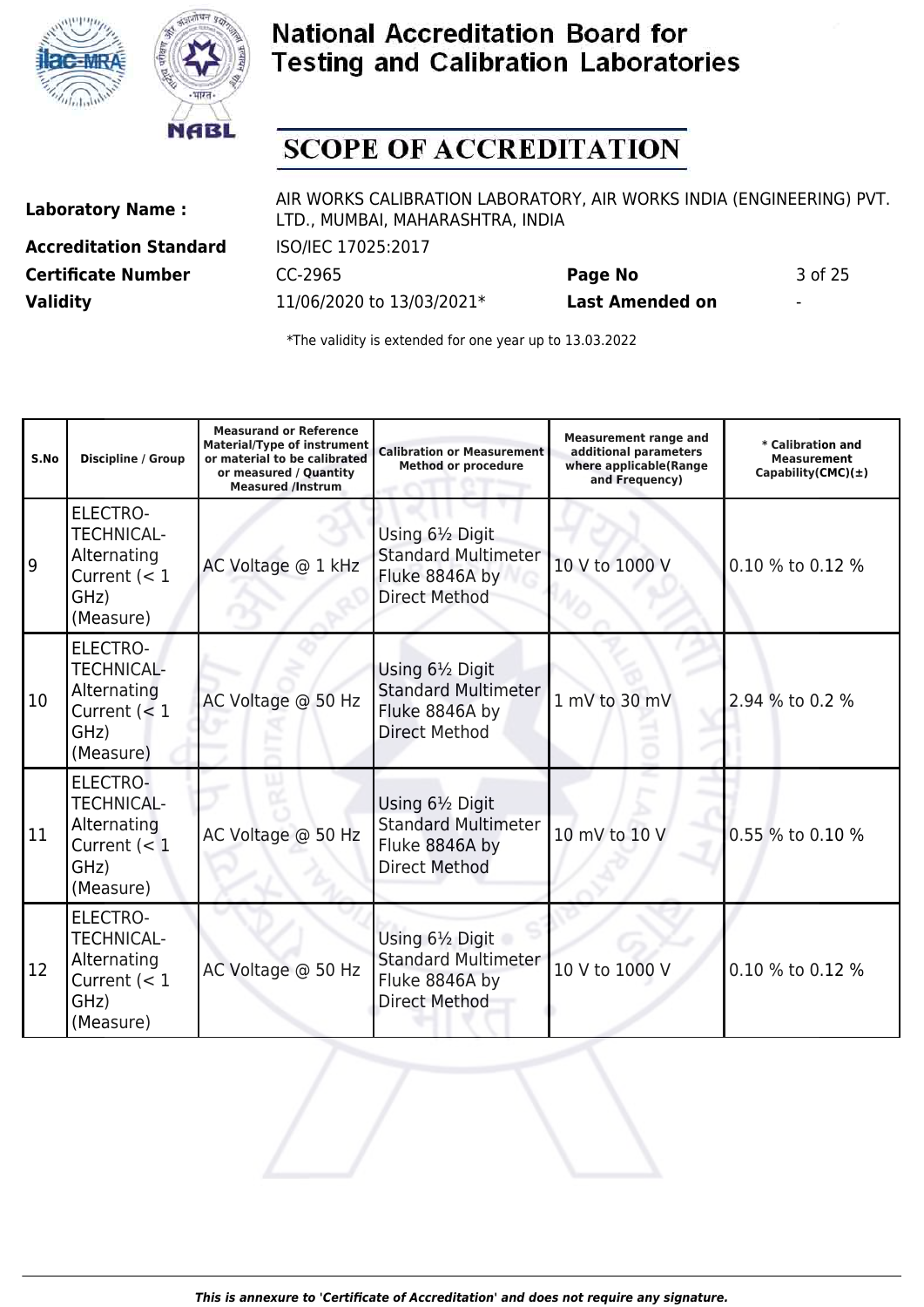# National Accreditation Board for Testing and Calibration Laboratories

## SCOPE OF ACCREDITATION

| | | | |
|---|---|---|---|
| **Laboratory Name :** | AIR WORKS CALIBRATION LABORATORY, AIR WORKS INDIA (ENGINEERING) PVT. LTD., MUMBAI, MAHARASHTRA, INDIA | | |
| **Accreditation Standard** | ISO/IEC 17025:2017 | | |
| **Certificate Number** | CC-2965 | **Page No** | 3 of 25 |
| **Validity** | 11/06/2020 to 13/03/2021* | **Last Amended on** | - |

*The validity is extended for one year up to 13.03.2022

| S.No | Discipline / Group | Measurand or Reference Material/Type of instrument or material to be calibrated or measured / Quantity Measured /Instrum | Calibration or Measurement Method or procedure | Measurement range and additional parameters where applicable(Range and Frequency) | * Calibration and Measurement Capability(CMC)(±) |
|---|---|---|---|---|---|
| 9 | ELECTRO-TECHNICAL-Alternating Current (< 1 GHz) (Measure) | AC Voltage @ 1 kHz | Using 6½ Digit Standard Multimeter Fluke 8846A by Direct Method | 10 V to 1000 V | 0.10 % to 0.12 % |
| 10 | ELECTRO-TECHNICAL-Alternating Current (< 1 GHz) (Measure) | AC Voltage @ 50 Hz | Using 6½ Digit Standard Multimeter Fluke 8846A by Direct Method | 1 mV to 30 mV | 2.94 % to 0.2 % |
| 11 | ELECTRO-TECHNICAL-Alternating Current (< 1 GHz) (Measure) | AC Voltage @ 50 Hz | Using 6½ Digit Standard Multimeter Fluke 8846A by Direct Method | 10 mV to 10 V | 0.55 % to 0.10 % |
| 12 | ELECTRO-TECHNICAL-Alternating Current (< 1 GHz) (Measure) | AC Voltage @ 50 Hz | Using 6½ Digit Standard Multimeter Fluke 8846A by Direct Method | 10 V to 1000 V | 0.10 % to 0.12 % |

*This is annexure to 'Certificate of Accreditation' and does not require any signature.*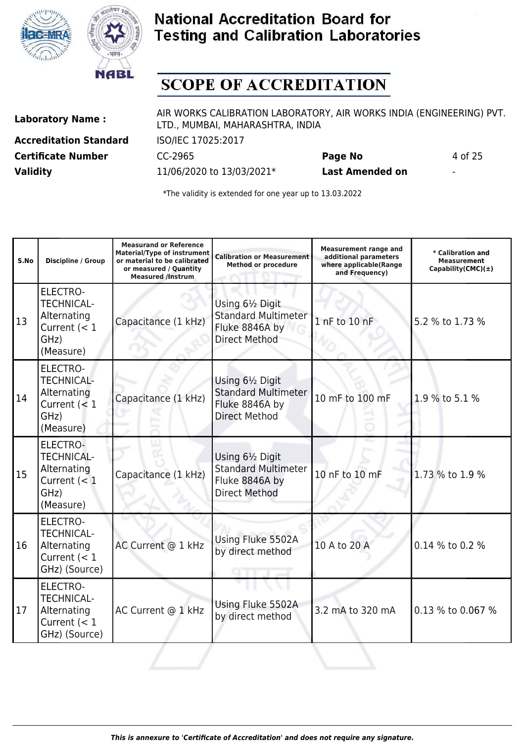# National Accreditation Board for Testing and Calibration Laboratories

## SCOPE OF ACCREDITATION

| | | | |
|---|---|---|---|
| **Laboratory Name :** | AIR WORKS CALIBRATION LABORATORY, AIR WORKS INDIA (ENGINEERING) PVT. LTD., MUMBAI, MAHARASHTRA, INDIA | | |
| **Accreditation Standard** | ISO/IEC 17025:2017 | | |
| **Certificate Number** | CC-2965 | **Page No** | 4 of 25 |
| **Validity** | 11/06/2020 to 13/03/2021* | **Last Amended on** | - |

*The validity is extended for one year up to 13.03.2022

| S.No | Discipline / Group | Measurand or Reference Material/Type of instrument or material to be calibrated or measured / Quantity Measured /Instrum | Calibration or Measurement Method or procedure | Measurement range and additional parameters where applicable(Range and Frequency) | * Calibration and Measurement Capability(CMC)(±) |
|---|---|---|---|---|---|
| 13 | ELECTRO-TECHNICAL- Alternating Current (< 1 GHz) (Measure) | Capacitance (1 kHz) | Using 6½ Digit Standard Multimeter Fluke 8846A by Direct Method | 1 nF to 10 nF | 5.2 % to 1.73 % |
| 14 | ELECTRO-TECHNICAL- Alternating Current (< 1 GHz) (Measure) | Capacitance (1 kHz) | Using 6½ Digit Standard Multimeter Fluke 8846A by Direct Method | 10 mF to 100 mF | 1.9 % to 5.1 % |
| 15 | ELECTRO-TECHNICAL- Alternating Current (< 1 GHz) (Measure) | Capacitance (1 kHz) | Using 6½ Digit Standard Multimeter Fluke 8846A by Direct Method | 10 nF to 10 mF | 1.73 % to 1.9 % |
| 16 | ELECTRO-TECHNICAL- Alternating Current (< 1 GHz) (Source) | AC Current @ 1 kHz | Using Fluke 5502A by direct method | 10 A to 20 A | 0.14 % to 0.2 % |
| 17 | ELECTRO-TECHNICAL- Alternating Current (< 1 GHz) (Source) | AC Current @ 1 kHz | Using Fluke 5502A by direct method | 3.2 mA to 320 mA | 0.13 % to 0.067 % |

*This is annexure to 'Certificate of Accreditation' and does not require any signature.*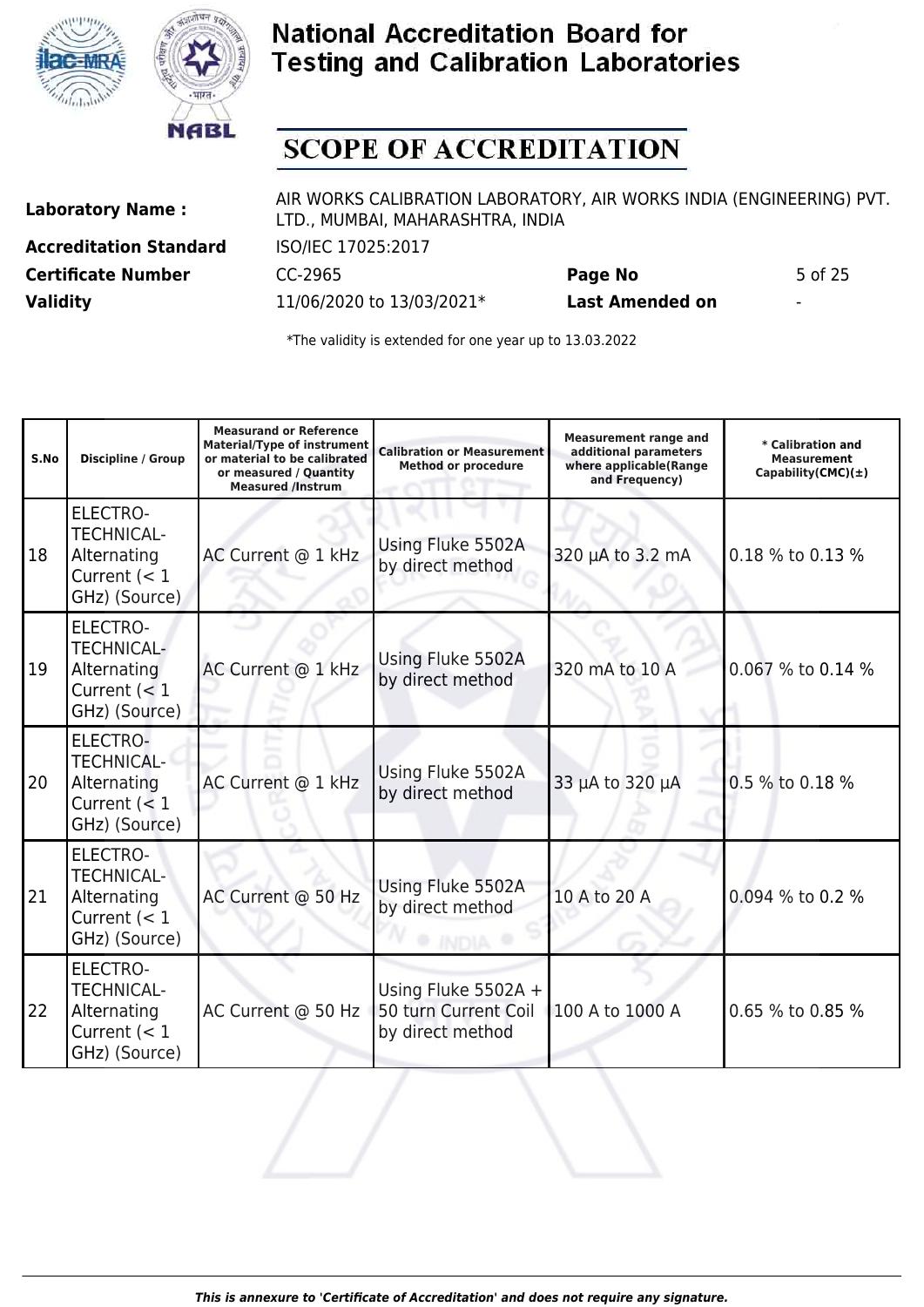# National Accreditation Board for Testing and Calibration Laboratories

## SCOPE OF ACCREDITATION

**Laboratory Name :** AIR WORKS CALIBRATION LABORATORY, AIR WORKS INDIA (ENGINEERING) PVT. LTD., MUMBAI, MAHARASHTRA, INDIA

**Accreditation Standard** ISO/IEC 17025:2017

**Certificate Number** CC-2965 **Page No** 5 of 25

**Validity** 11/06/2020 to 13/03/2021* **Last Amended on** -

*The validity is extended for one year up to 13.03.2022

| S.No | Discipline / Group | Measurand or Reference Material/Type of instrument or material to be calibrated or measured / Quantity Measured /Instrum | Calibration or Measurement Method or procedure | Measurement range and additional parameters where applicable(Range and Frequency) | * Calibration and Measurement Capability(CMC)(±) |
|---|---|---|---|---|---|
| 18 | ELECTRO-TECHNICAL- Alternating Current (< 1 GHz) (Source) | AC Current @ 1 kHz | Using Fluke 5502A by direct method | 320 µA to 3.2 mA | 0.18 % to 0.13 % |
| 19 | ELECTRO-TECHNICAL- Alternating Current (< 1 GHz) (Source) | AC Current @ 1 kHz | Using Fluke 5502A by direct method | 320 mA to 10 A | 0.067 % to 0.14 % |
| 20 | ELECTRO-TECHNICAL- Alternating Current (< 1 GHz) (Source) | AC Current @ 1 kHz | Using Fluke 5502A by direct method | 33 µA to 320 µA | 0.5 % to 0.18 % |
| 21 | ELECTRO-TECHNICAL- Alternating Current (< 1 GHz) (Source) | AC Current @ 50 Hz | Using Fluke 5502A by direct method | 10 A to 20 A | 0.094 % to 0.2 % |
| 22 | ELECTRO-TECHNICAL- Alternating Current (< 1 GHz) (Source) | AC Current @ 50 Hz | Using Fluke 5502A + 50 turn Current Coil by direct method | 100 A to 1000 A | 0.65 % to 0.85 % |

*This is annexure to 'Certificate of Accreditation' and does not require any signature.*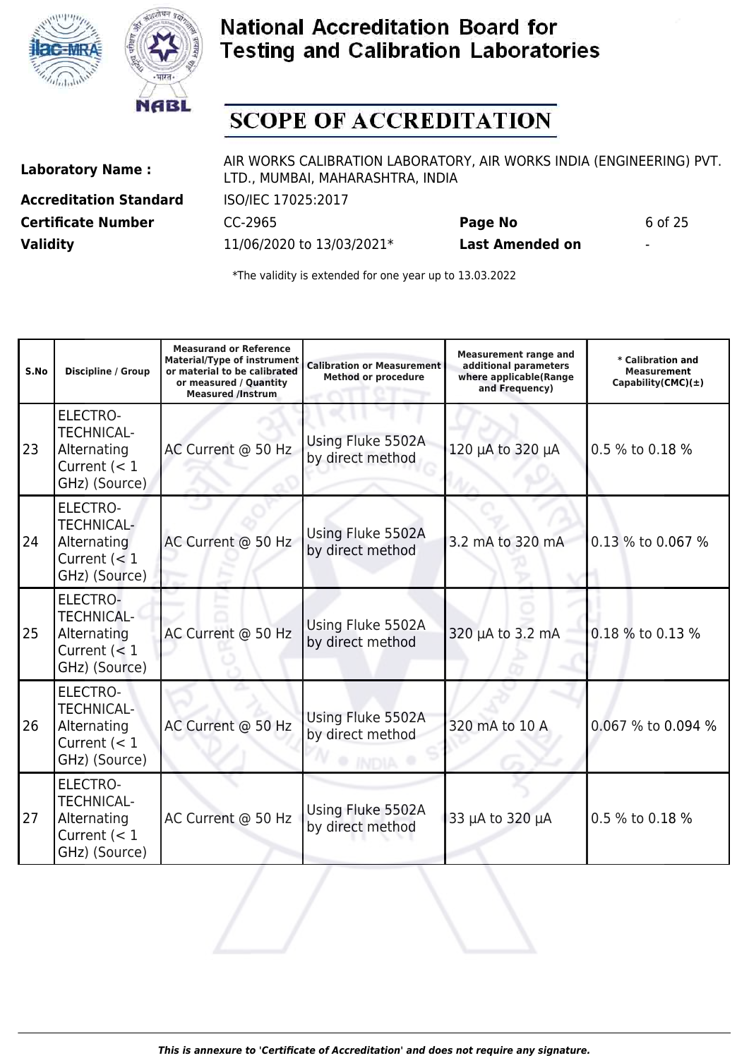# National Accreditation Board for Testing and Calibration Laboratories

## SCOPE OF ACCREDITATION

| | | | |
|---|---|---|---|
| **Laboratory Name :** | AIR WORKS CALIBRATION LABORATORY, AIR WORKS INDIA (ENGINEERING) PVT. LTD., MUMBAI, MAHARASHTRA, INDIA | | |
| **Accreditation Standard** | ISO/IEC 17025:2017 | | |
| **Certificate Number** | CC-2965 | **Page No** | 6 of 25 |
| **Validity** | 11/06/2020 to 13/03/2021* | **Last Amended on** | - |

*The validity is extended for one year up to 13.03.2022

| S.No | Discipline / Group | Measurand or Reference Material/Type of instrument or material to be calibrated or measured / Quantity Measured /Instrum | Calibration or Measurement Method or procedure | Measurement range and additional parameters where applicable(Range and Frequency) | * Calibration and Measurement Capability(CMC)(±) |
|---|---|---|---|---|---|
| 23 | ELECTRO-TECHNICAL-Alternating Current (< 1 GHz) (Source) | AC Current @ 50 Hz | Using Fluke 5502A by direct method | 120 µA to 320 µA | 0.5 % to 0.18 % |
| 24 | ELECTRO-TECHNICAL-Alternating Current (< 1 GHz) (Source) | AC Current @ 50 Hz | Using Fluke 5502A by direct method | 3.2 mA to 320 mA | 0.13 % to 0.067 % |
| 25 | ELECTRO-TECHNICAL-Alternating Current (< 1 GHz) (Source) | AC Current @ 50 Hz | Using Fluke 5502A by direct method | 320 µA to 3.2 mA | 0.18 % to 0.13 % |
| 26 | ELECTRO-TECHNICAL-Alternating Current (< 1 GHz) (Source) | AC Current @ 50 Hz | Using Fluke 5502A by direct method | 320 mA to 10 A | 0.067 % to 0.094 % |
| 27 | ELECTRO-TECHNICAL-Alternating Current (< 1 GHz) (Source) | AC Current @ 50 Hz | Using Fluke 5502A by direct method | 33 µA to 320 µA | 0.5 % to 0.18 % |

*This is annexure to 'Certificate of Accreditation' and does not require any signature.*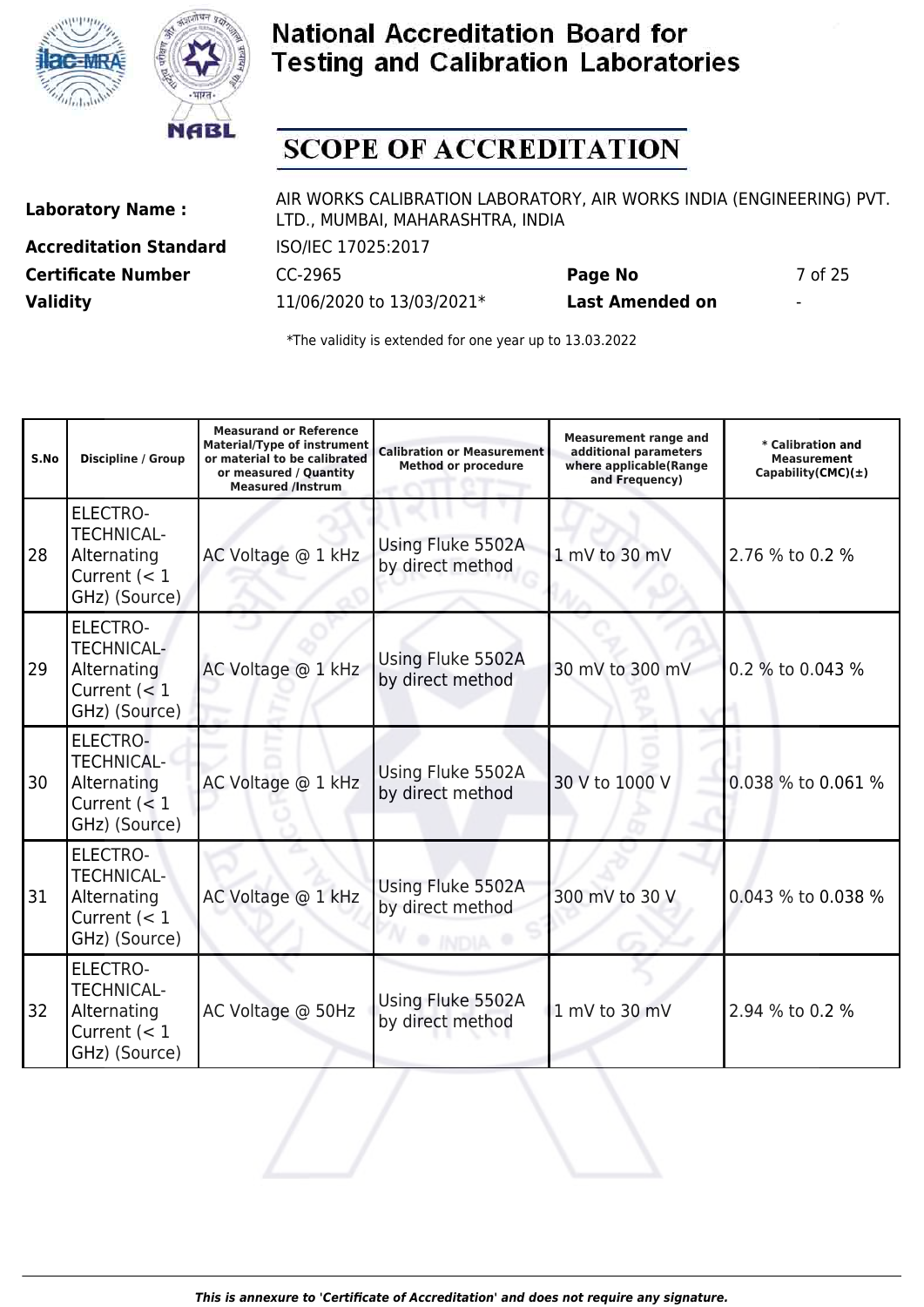# National Accreditation Board for Testing and Calibration Laboratories

## SCOPE OF ACCREDITATION

| | | | |
|---|---|---|---|
| **Laboratory Name :** | AIR WORKS CALIBRATION LABORATORY, AIR WORKS INDIA (ENGINEERING) PVT. LTD., MUMBAI, MAHARASHTRA, INDIA | | |
| **Accreditation Standard** | ISO/IEC 17025:2017 | | |
| **Certificate Number** | CC-2965 | **Page No** | 7 of 25 |
| **Validity** | 11/06/2020 to 13/03/2021* | **Last Amended on** | - |

*The validity is extended for one year up to 13.03.2022

| S.No | Discipline / Group | Measurand or Reference Material/Type of instrument or material to be calibrated or measured / Quantity Measured /Instrum | Calibration or Measurement Method or procedure | Measurement range and additional parameters where applicable(Range and Frequency) | * Calibration and Measurement Capability(CMC)(±) |
|---|---|---|---|---|---|
| 28 | ELECTRO-TECHNICAL-Alternating Current (< 1 GHz) (Source) | AC Voltage @ 1 kHz | Using Fluke 5502A by direct method | 1 mV to 30 mV | 2.76 % to 0.2 % |
| 29 | ELECTRO-TECHNICAL-Alternating Current (< 1 GHz) (Source) | AC Voltage @ 1 kHz | Using Fluke 5502A by direct method | 30 mV to 300 mV | 0.2 % to 0.043 % |
| 30 | ELECTRO-TECHNICAL-Alternating Current (< 1 GHz) (Source) | AC Voltage @ 1 kHz | Using Fluke 5502A by direct method | 30 V to 1000 V | 0.038 % to 0.061 % |
| 31 | ELECTRO-TECHNICAL-Alternating Current (< 1 GHz) (Source) | AC Voltage @ 1 kHz | Using Fluke 5502A by direct method | 300 mV to 30 V | 0.043 % to 0.038 % |
| 32 | ELECTRO-TECHNICAL-Alternating Current (< 1 GHz) (Source) | AC Voltage @ 50Hz | Using Fluke 5502A by direct method | 1 mV to 30 mV | 2.94 % to 0.2 % |

*This is annexure to 'Certificate of Accreditation' and does not require any signature.*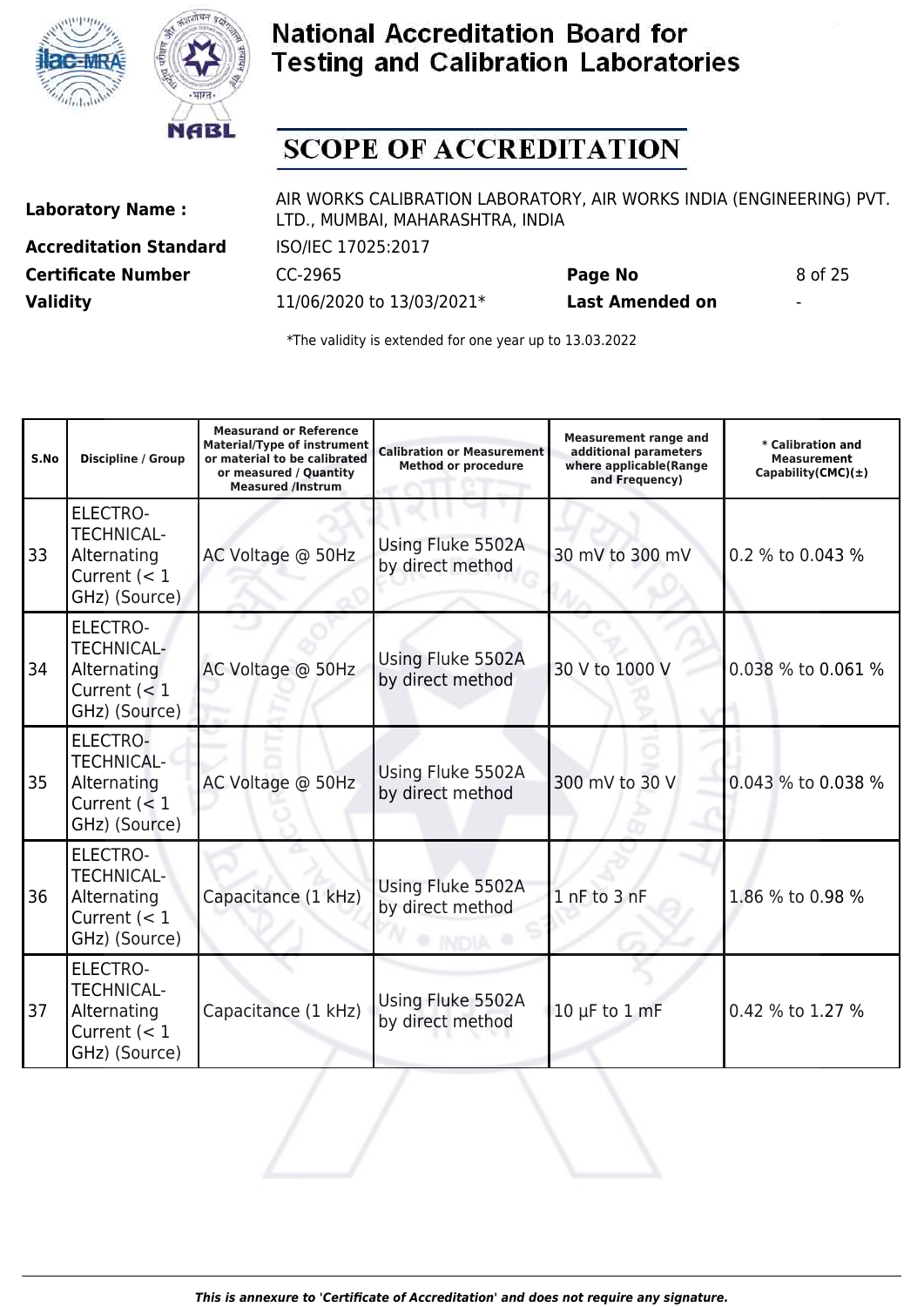# National Accreditation Board for Testing and Calibration Laboratories

## SCOPE OF ACCREDITATION

| | | | |
|---|---|---|---|
| **Laboratory Name :** | AIR WORKS CALIBRATION LABORATORY, AIR WORKS INDIA (ENGINEERING) PVT. LTD., MUMBAI, MAHARASHTRA, INDIA | | |
| **Accreditation Standard** | ISO/IEC 17025:2017 | | |
| **Certificate Number** | CC-2965 | **Page No** | 8 of 25 |
| **Validity** | 11/06/2020 to 13/03/2021* | **Last Amended on** | - |

*The validity is extended for one year up to 13.03.2022

| S.No | Discipline / Group | Measurand or Reference Material/Type of instrument or material to be calibrated or measured / Quantity Measured /Instrum | Calibration or Measurement Method or procedure | Measurement range and additional parameters where applicable(Range and Frequency) | * Calibration and Measurement Capability(CMC)(±) |
|---|---|---|---|---|---|
| 33 | ELECTRO-TECHNICAL-Alternating Current (< 1 GHz) (Source) | AC Voltage @ 50Hz | Using Fluke 5502A by direct method | 30 mV to 300 mV | 0.2 % to 0.043 % |
| 34 | ELECTRO-TECHNICAL-Alternating Current (< 1 GHz) (Source) | AC Voltage @ 50Hz | Using Fluke 5502A by direct method | 30 V to 1000 V | 0.038 % to 0.061 % |
| 35 | ELECTRO-TECHNICAL-Alternating Current (< 1 GHz) (Source) | AC Voltage @ 50Hz | Using Fluke 5502A by direct method | 300 mV to 30 V | 0.043 % to 0.038 % |
| 36 | ELECTRO-TECHNICAL-Alternating Current (< 1 GHz) (Source) | Capacitance (1 kHz) | Using Fluke 5502A by direct method | 1 nF to 3 nF | 1.86 % to 0.98 % |
| 37 | ELECTRO-TECHNICAL-Alternating Current (< 1 GHz) (Source) | Capacitance (1 kHz) | Using Fluke 5502A by direct method | 10 µF to 1 mF | 0.42 % to 1.27 % |

*This is annexure to 'Certificate of Accreditation' and does not require any signature.*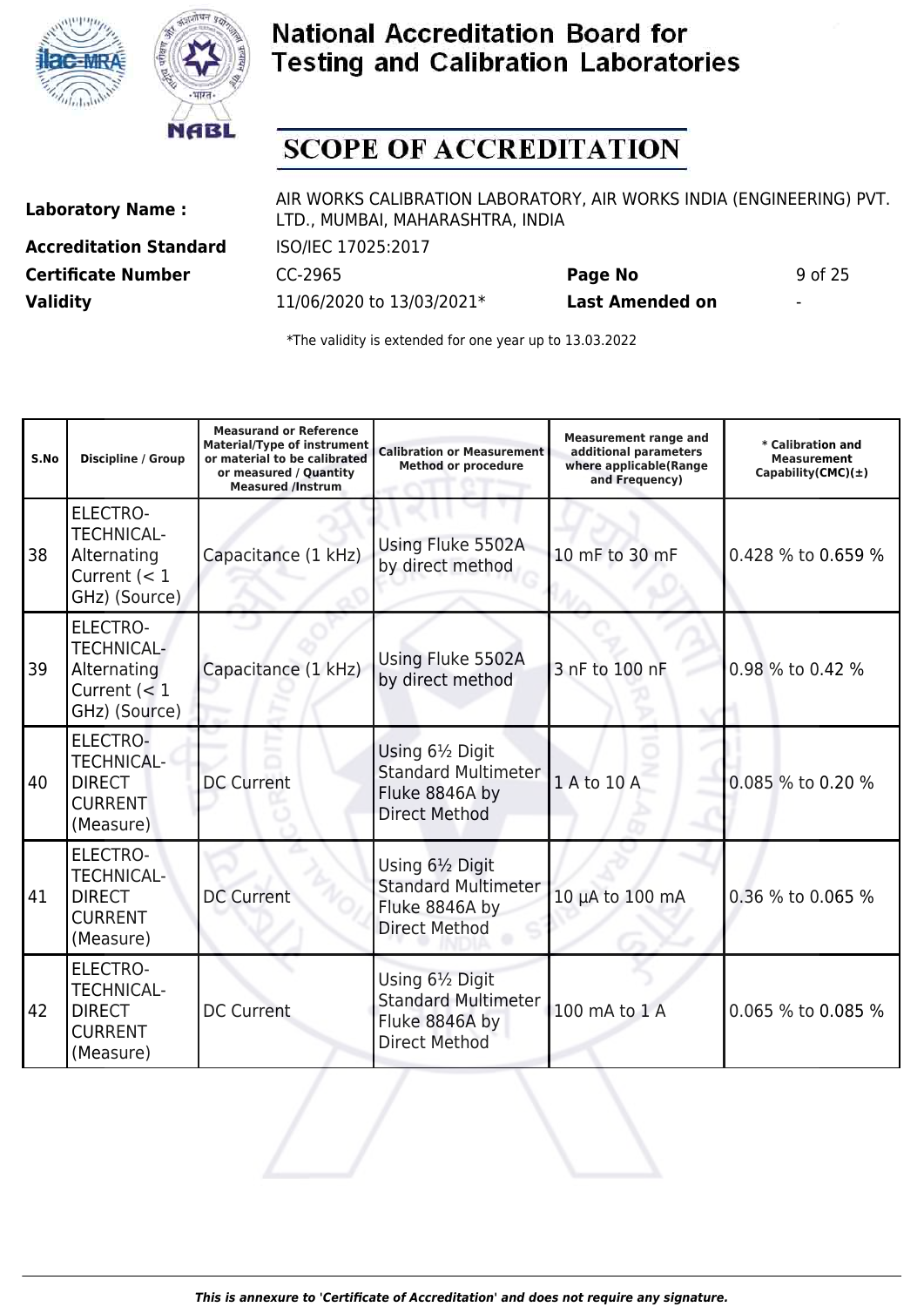# National Accreditation Board for Testing and Calibration Laboratories

## SCOPE OF ACCREDITATION

| | | | |
|---|---|---|---|
| **Laboratory Name :** | AIR WORKS CALIBRATION LABORATORY, AIR WORKS INDIA (ENGINEERING) PVT. LTD., MUMBAI, MAHARASHTRA, INDIA | | |
| **Accreditation Standard** | ISO/IEC 17025:2017 | | |
| **Certificate Number** | CC-2965 | **Page No** | 9 of 25 |
| **Validity** | 11/06/2020 to 13/03/2021* | **Last Amended on** | - |

*The validity is extended for one year up to 13.03.2022

| S.No | Discipline / Group | Measurand or Reference Material/Type of instrument or material to be calibrated or measured / Quantity Measured /Instrum | Calibration or Measurement Method or procedure | Measurement range and additional parameters where applicable(Range and Frequency) | * Calibration and Measurement Capability(CMC)(±) |
|---|---|---|---|---|---|
| 38 | ELECTRO-TECHNICAL- Alternating Current (< 1 GHz) (Source) | Capacitance (1 kHz) | Using Fluke 5502A by direct method | 10 mF to 30 mF | 0.428 % to 0.659 % |
| 39 | ELECTRO-TECHNICAL- Alternating Current (< 1 GHz) (Source) | Capacitance (1 kHz) | Using Fluke 5502A by direct method | 3 nF to 100 nF | 0.98 % to 0.42 % |
| 40 | ELECTRO-TECHNICAL- DIRECT CURRENT (Measure) | DC Current | Using 6½ Digit Standard Multimeter Fluke 8846A by Direct Method | 1 A to 10 A | 0.085 % to 0.20 % |
| 41 | ELECTRO-TECHNICAL- DIRECT CURRENT (Measure) | DC Current | Using 6½ Digit Standard Multimeter Fluke 8846A by Direct Method | 10 µA to 100 mA | 0.36 % to 0.065 % |
| 42 | ELECTRO-TECHNICAL- DIRECT CURRENT (Measure) | DC Current | Using 6½ Digit Standard Multimeter Fluke 8846A by Direct Method | 100 mA to 1 A | 0.065 % to 0.085 % |

*This is annexure to 'Certificate of Accreditation' and does not require any signature.*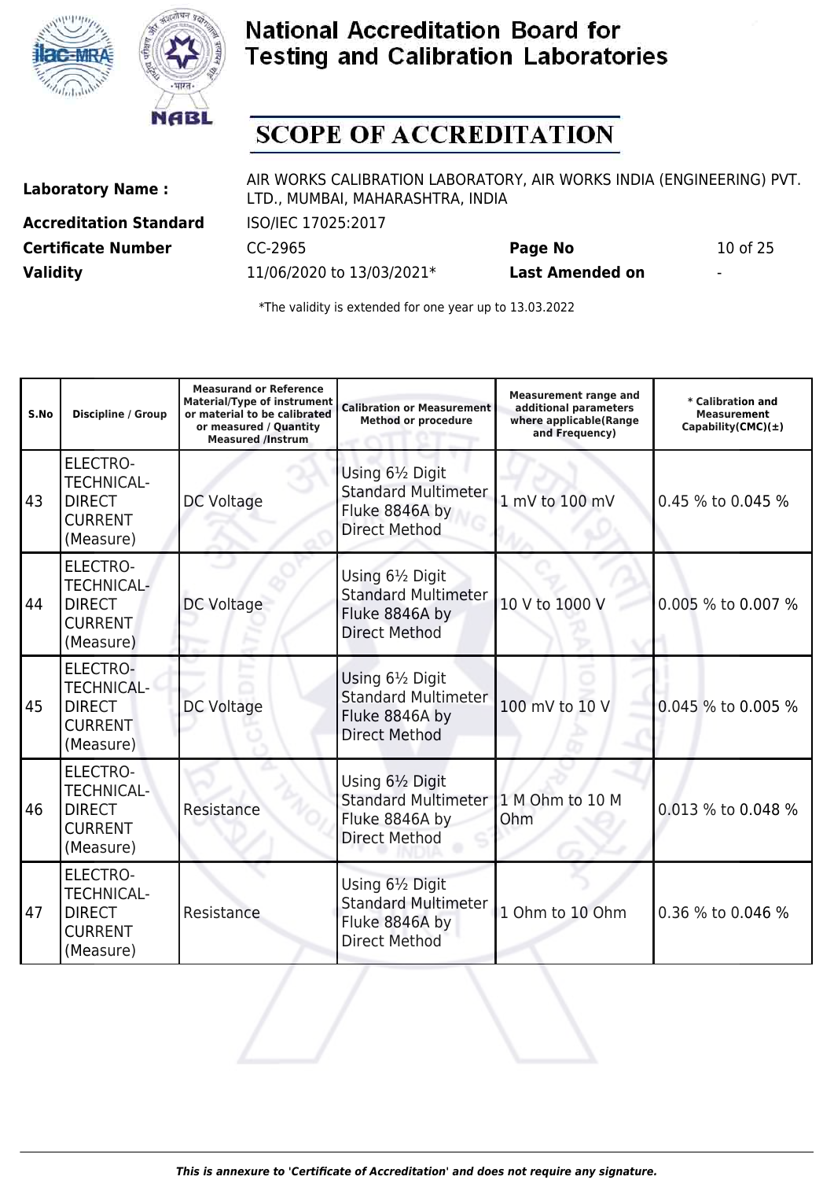# National Accreditation Board for Testing and Calibration Laboratories

## SCOPE OF ACCREDITATION

**Laboratory Name :** AIR WORKS CALIBRATION LABORATORY, AIR WORKS INDIA (ENGINEERING) PVT. LTD., MUMBAI, MAHARASHTRA, INDIA

**Accreditation Standard** ISO/IEC 17025:2017

**Certificate Number** CC-2965 **Page No** 10 of 25

**Validity** 11/06/2020 to 13/03/2021* **Last Amended on** -

*The validity is extended for one year up to 13.03.2022

| S.No | Discipline / Group | Measurand or Reference Material/Type of instrument or material to be calibrated or measured / Quantity Measured /Instrum | Calibration or Measurement Method or procedure | Measurement range and additional parameters where applicable(Range and Frequency) | * Calibration and Measurement Capability(CMC)(±) |
|---|---|---|---|---|---|
| 43 | ELECTRO-TECHNICAL-DIRECT CURRENT (Measure) | DC Voltage | Using 6½ Digit Standard Multimeter Fluke 8846A by Direct Method | 1 mV to 100 mV | 0.45 % to 0.045 % |
| 44 | ELECTRO-TECHNICAL-DIRECT CURRENT (Measure) | DC Voltage | Using 6½ Digit Standard Multimeter Fluke 8846A by Direct Method | 10 V to 1000 V | 0.005 % to 0.007 % |
| 45 | ELECTRO-TECHNICAL-DIRECT CURRENT (Measure) | DC Voltage | Using 6½ Digit Standard Multimeter Fluke 8846A by Direct Method | 100 mV to 10 V | 0.045 % to 0.005 % |
| 46 | ELECTRO-TECHNICAL-DIRECT CURRENT (Measure) | Resistance | Using 6½ Digit Standard Multimeter Fluke 8846A by Direct Method | 1 M Ohm to 10 M Ohm | 0.013 % to 0.048 % |
| 47 | ELECTRO-TECHNICAL-DIRECT CURRENT (Measure) | Resistance | Using 6½ Digit Standard Multimeter Fluke 8846A by Direct Method | 1 Ohm to 10 Ohm | 0.36 % to 0.046 % |

*This is annexure to 'Certificate of Accreditation' and does not require any signature.*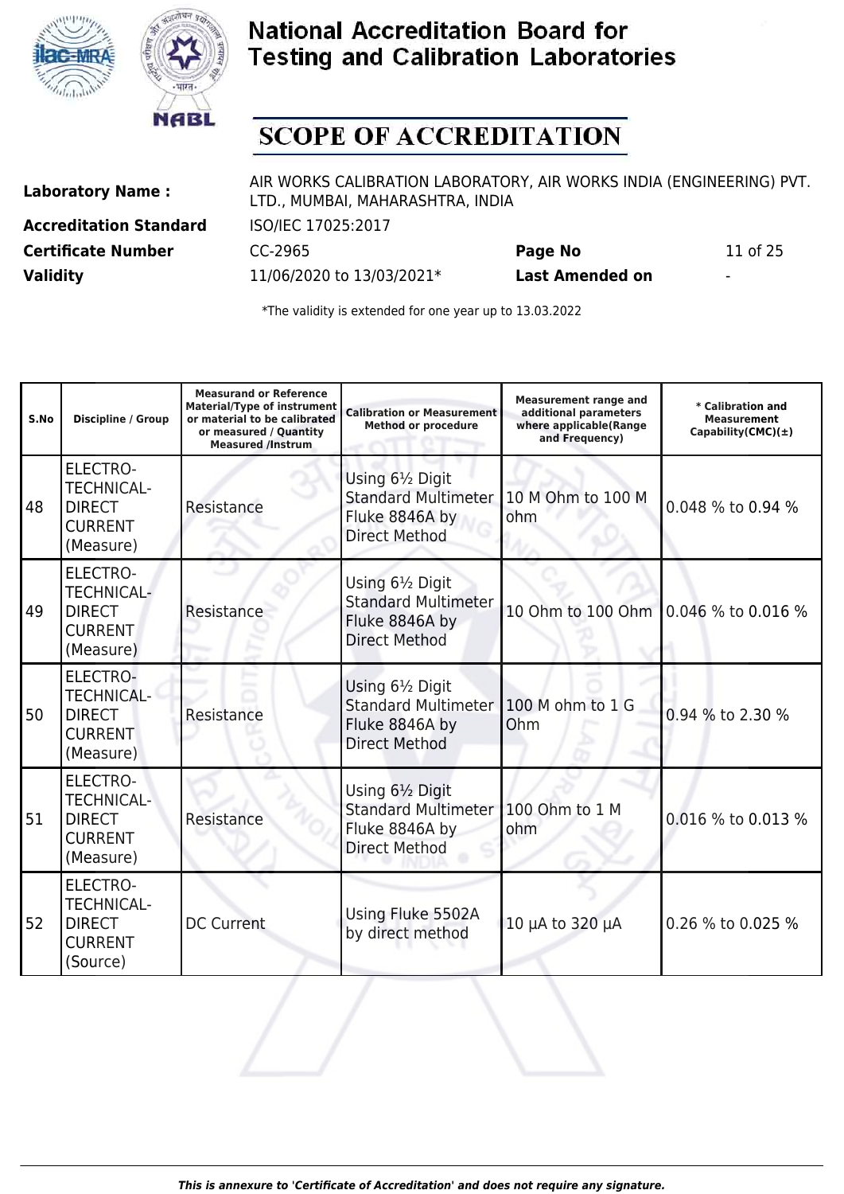# National Accreditation Board for Testing and Calibration Laboratories

## SCOPE OF ACCREDITATION

| | | | |
|---|---|---|---|
| **Laboratory Name :** | AIR WORKS CALIBRATION LABORATORY, AIR WORKS INDIA (ENGINEERING) PVT. LTD., MUMBAI, MAHARASHTRA, INDIA | | |
| **Accreditation Standard** | ISO/IEC 17025:2017 | | |
| **Certificate Number** | CC-2965 | **Page No** | 11 of 25 |
| **Validity** | 11/06/2020 to 13/03/2021* | **Last Amended on** | - |

*The validity is extended for one year up to 13.03.2022

| S.No | Discipline / Group | Measurand or Reference Material/Type of instrument or material to be calibrated or measured / Quantity Measured /Instrum | Calibration or Measurement Method or procedure | Measurement range and additional parameters where applicable(Range and Frequency) | * Calibration and Measurement Capability(CMC)(±) |
|---|---|---|---|---|---|
| 48 | ELECTRO-TECHNICAL-DIRECT CURRENT (Measure) | Resistance | Using 6½ Digit Standard Multimeter Fluke 8846A by Direct Method | 10 M Ohm to 100 M ohm | 0.048 % to 0.94 % |
| 49 | ELECTRO-TECHNICAL-DIRECT CURRENT (Measure) | Resistance | Using 6½ Digit Standard Multimeter Fluke 8846A by Direct Method | 10 Ohm to 100 Ohm | 0.046 % to 0.016 % |
| 50 | ELECTRO-TECHNICAL-DIRECT CURRENT (Measure) | Resistance | Using 6½ Digit Standard Multimeter Fluke 8846A by Direct Method | 100 M ohm to 1 G Ohm | 0.94 % to 2.30 % |
| 51 | ELECTRO-TECHNICAL-DIRECT CURRENT (Measure) | Resistance | Using 6½ Digit Standard Multimeter Fluke 8846A by Direct Method | 100 Ohm to 1 M ohm | 0.016 % to 0.013 % |
| 52 | ELECTRO-TECHNICAL-DIRECT CURRENT (Source) | DC Current | Using Fluke 5502A by direct method | 10 µA to 320 µA | 0.26 % to 0.025 % |

*This is annexure to 'Certificate of Accreditation' and does not require any signature.*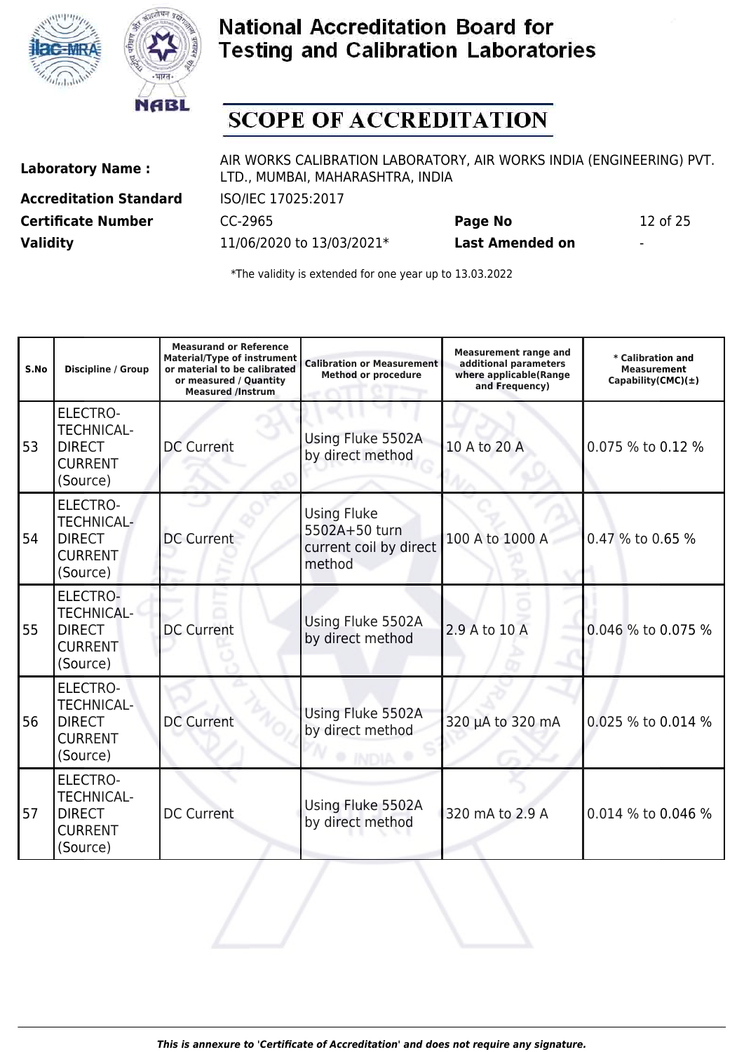# National Accreditation Board for Testing and Calibration Laboratories

## SCOPE OF ACCREDITATION

| | | | |
|---|---|---|---|
| **Laboratory Name :** | AIR WORKS CALIBRATION LABORATORY, AIR WORKS INDIA (ENGINEERING) PVT. LTD., MUMBAI, MAHARASHTRA, INDIA | | |
| **Accreditation Standard** | ISO/IEC 17025:2017 | | |
| **Certificate Number** | CC-2965 | **Page No** | 12 of 25 |
| **Validity** | 11/06/2020 to 13/03/2021* | **Last Amended on** | - |

*The validity is extended for one year up to 13.03.2022

| S.No | Discipline / Group | Measurand or Reference Material/Type of instrument or material to be calibrated or measured / Quantity Measured /Instrum | Calibration or Measurement Method or procedure | Measurement range and additional parameters where applicable(Range and Frequency) | * Calibration and Measurement Capability(CMC)(±) |
|---|---|---|---|---|---|
| 53 | ELECTRO-TECHNICAL-DIRECT CURRENT (Source) | DC Current | Using Fluke 5502A by direct method | 10 A to 20 A | 0.075 % to 0.12 % |
| 54 | ELECTRO-TECHNICAL-DIRECT CURRENT (Source) | DC Current | Using Fluke 5502A+50 turn current coil by direct method | 100 A to 1000 A | 0.47 % to 0.65 % |
| 55 | ELECTRO-TECHNICAL-DIRECT CURRENT (Source) | DC Current | Using Fluke 5502A by direct method | 2.9 A to 10 A | 0.046 % to 0.075 % |
| 56 | ELECTRO-TECHNICAL-DIRECT CURRENT (Source) | DC Current | Using Fluke 5502A by direct method | 320 µA to 320 mA | 0.025 % to 0.014 % |
| 57 | ELECTRO-TECHNICAL-DIRECT CURRENT (Source) | DC Current | Using Fluke 5502A by direct method | 320 mA to 2.9 A | 0.014 % to 0.046 % |

*This is annexure to 'Certificate of Accreditation' and does not require any signature.*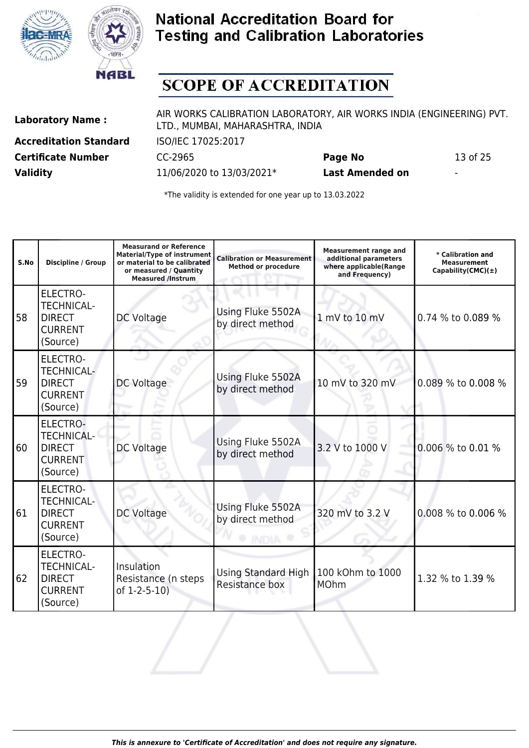# National Accreditation Board for Testing and Calibration Laboratories

## SCOPE OF ACCREDITATION

| | | | |
|---|---|---|---|
| **Laboratory Name :** | AIR WORKS CALIBRATION LABORATORY, AIR WORKS INDIA (ENGINEERING) PVT. LTD., MUMBAI, MAHARASHTRA, INDIA | | |
| **Accreditation Standard** | ISO/IEC 17025:2017 | | |
| **Certificate Number** | CC-2965 | **Page No** | 13 of 25 |
| **Validity** | 11/06/2020 to 13/03/2021* | **Last Amended on** | - |

*The validity is extended for one year up to 13.03.2022

| S.No | Discipline / Group | Measurand or Reference Material/Type of instrument or material to be calibrated or measured / Quantity Measured /Instrum | Calibration or Measurement Method or procedure | Measurement range and additional parameters where applicable(Range and Frequency) | * Calibration and Measurement Capability(CMC)(±) |
|---|---|---|---|---|---|
| 58 | ELECTRO-TECHNICAL-DIRECT CURRENT (Source) | DC Voltage | Using Fluke 5502A by direct method | 1 mV to 10 mV | 0.74 % to 0.089 % |
| 59 | ELECTRO-TECHNICAL-DIRECT CURRENT (Source) | DC Voltage | Using Fluke 5502A by direct method | 10 mV to 320 mV | 0.089 % to 0.008 % |
| 60 | ELECTRO-TECHNICAL-DIRECT CURRENT (Source) | DC Voltage | Using Fluke 5502A by direct method | 3.2 V to 1000 V | 0.006 % to 0.01 % |
| 61 | ELECTRO-TECHNICAL-DIRECT CURRENT (Source) | DC Voltage | Using Fluke 5502A by direct method | 320 mV to 3.2 V | 0.008 % to 0.006 % |
| 62 | ELECTRO-TECHNICAL-DIRECT CURRENT (Source) | Insulation Resistance (n steps of 1-2-5-10) | Using Standard High Resistance box | 100 kOhm to 1000 MOhm | 1.32 % to 1.39 % |

*This is annexure to 'Certificate of Accreditation' and does not require any signature.*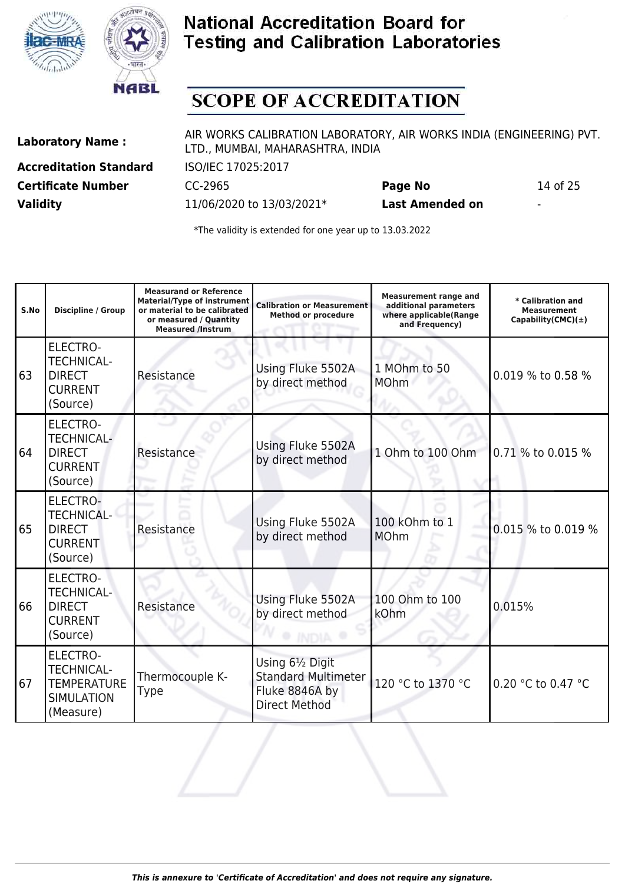# National Accreditation Board for Testing and Calibration Laboratories

## SCOPE OF ACCREDITATION

| | | | |
|---|---|---|---|
| **Laboratory Name :** | AIR WORKS CALIBRATION LABORATORY, AIR WORKS INDIA (ENGINEERING) PVT. LTD., MUMBAI, MAHARASHTRA, INDIA | | |
| **Accreditation Standard** | ISO/IEC 17025:2017 | | |
| **Certificate Number** | CC-2965 | **Page No** | 14 of 25 |
| **Validity** | 11/06/2020 to 13/03/2021* | **Last Amended on** | - |

*The validity is extended for one year up to 13.03.2022

| S.No | Discipline / Group | Measurand or Reference Material/Type of instrument or material to be calibrated or measured / Quantity Measured /Instrum | Calibration or Measurement Method or procedure | Measurement range and additional parameters where applicable(Range and Frequency) | * Calibration and Measurement Capability(CMC)(±) |
|---|---|---|---|---|---|
| 63 | ELECTRO-TECHNICAL-DIRECT CURRENT (Source) | Resistance | Using Fluke 5502A by direct method | 1 MOhm to 50 MOhm | 0.019 % to 0.58 % |
| 64 | ELECTRO-TECHNICAL-DIRECT CURRENT (Source) | Resistance | Using Fluke 5502A by direct method | 1 Ohm to 100 Ohm | 0.71 % to 0.015 % |
| 65 | ELECTRO-TECHNICAL-DIRECT CURRENT (Source) | Resistance | Using Fluke 5502A by direct method | 100 kOhm to 1 MOhm | 0.015 % to 0.019 % |
| 66 | ELECTRO-TECHNICAL-DIRECT CURRENT (Source) | Resistance | Using Fluke 5502A by direct method | 100 Ohm to 100 kOhm | 0.015% |
| 67 | ELECTRO-TECHNICAL-TEMPERATURE SIMULATION (Measure) | Thermocouple K-Type | Using 6½ Digit Standard Multimeter Fluke 8846A by Direct Method | 120 °C to 1370 °C | 0.20 °C to 0.47 °C |

*This is annexure to 'Certificate of Accreditation' and does not require any signature.*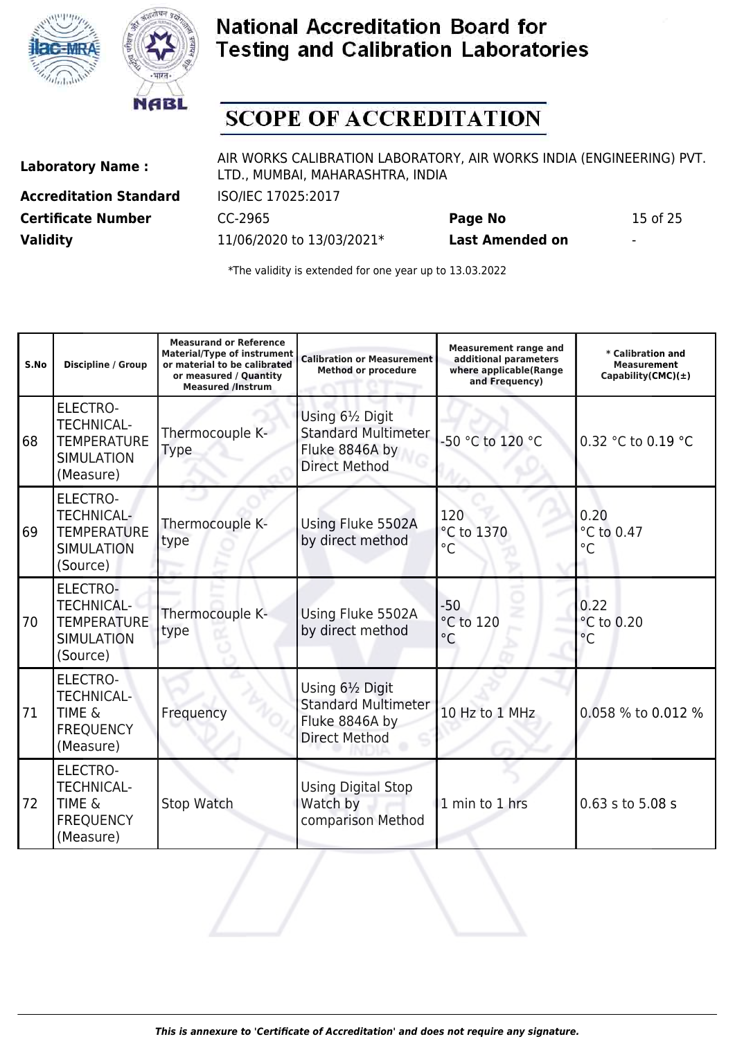# National Accreditation Board for Testing and Calibration Laboratories

## SCOPE OF ACCREDITATION

| | | | |
|---|---|---|---|
| **Laboratory Name :** | AIR WORKS CALIBRATION LABORATORY, AIR WORKS INDIA (ENGINEERING) PVT. LTD., MUMBAI, MAHARASHTRA, INDIA | | |
| **Accreditation Standard** | ISO/IEC 17025:2017 | | |
| **Certificate Number** | CC-2965 | **Page No** | 15 of 25 |
| **Validity** | 11/06/2020 to 13/03/2021* | **Last Amended on** | - |

*The validity is extended for one year up to 13.03.2022

| S.No | Discipline / Group | Measurand or Reference Material/Type of instrument or material to be calibrated or measured / Quantity Measured /Instrum | Calibration or Measurement Method or procedure | Measurement range and additional parameters where applicable(Range and Frequency) | * Calibration and Measurement Capability(CMC)(±) |
|---|---|---|---|---|---|
| 68 | ELECTRO-TECHNICAL-TEMPERATURE SIMULATION (Measure) | Thermocouple K-Type | Using 6½ Digit Standard Multimeter Fluke 8846A by Direct Method | -50 °C to 120 °C | 0.32 °C to 0.19 °C |
| 69 | ELECTRO-TECHNICAL-TEMPERATURE SIMULATION (Source) | Thermocouple K-type | Using Fluke 5502A by direct method | 120 °C to 1370 °C | 0.20 °C to 0.47 °C |
| 70 | ELECTRO-TECHNICAL-TEMPERATURE SIMULATION (Source) | Thermocouple K-type | Using Fluke 5502A by direct method | -50 °C to 120 °C | 0.22 °C to 0.20 °C |
| 71 | ELECTRO-TECHNICAL-TIME & FREQUENCY (Measure) | Frequency | Using 6½ Digit Standard Multimeter Fluke 8846A by Direct Method | 10 Hz to 1 MHz | 0.058 % to 0.012 % |
| 72 | ELECTRO-TECHNICAL-TIME & FREQUENCY (Measure) | Stop Watch | Using Digital Stop Watch by comparison Method | 1 min to 1 hrs | 0.63 s to 5.08 s |

*This is annexure to 'Certificate of Accreditation' and does not require any signature.*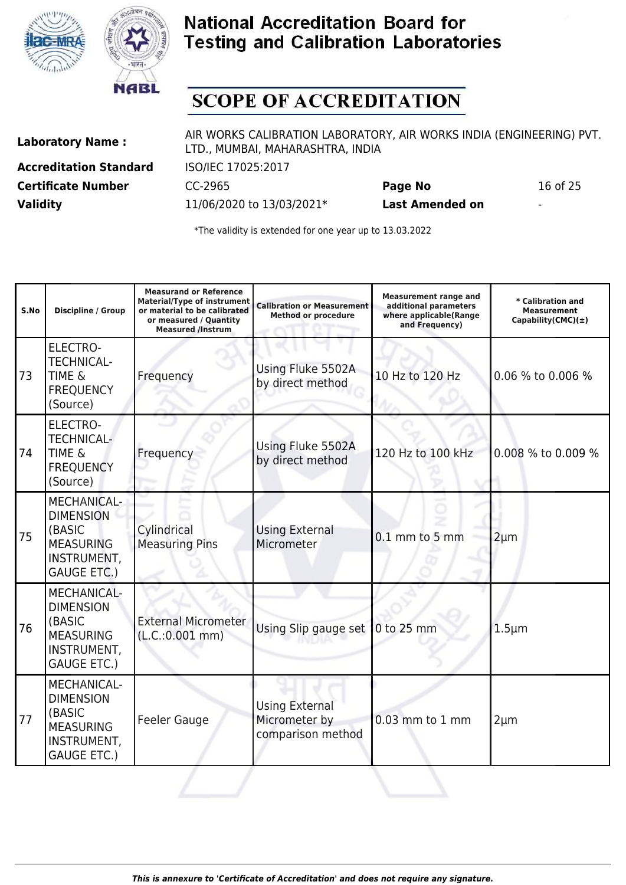# National Accreditation Board for Testing and Calibration Laboratories

## SCOPE OF ACCREDITATION

| | | | |
|---|---|---|---|
| **Laboratory Name :** | AIR WORKS CALIBRATION LABORATORY, AIR WORKS INDIA (ENGINEERING) PVT. LTD., MUMBAI, MAHARASHTRA, INDIA | | |
| **Accreditation Standard** | ISO/IEC 17025:2017 | | |
| **Certificate Number** | CC-2965 | **Page No** | 16 of 25 |
| **Validity** | 11/06/2020 to 13/03/2021* | **Last Amended on** | - |

*The validity is extended for one year up to 13.03.2022

| S.No | Discipline / Group | Measurand or Reference Material/Type of instrument or material to be calibrated or measured / Quantity Measured /Instrum | Calibration or Measurement Method or procedure | Measurement range and additional parameters where applicable(Range and Frequency) | * Calibration and Measurement Capability(CMC)(±) |
|---|---|---|---|---|---|
| 73 | ELECTRO-TECHNICAL-TIME & FREQUENCY (Source) | Frequency | Using Fluke 5502A by direct method | 10 Hz to 120 Hz | 0.06 % to 0.006 % |
| 74 | ELECTRO-TECHNICAL-TIME & FREQUENCY (Source) | Frequency | Using Fluke 5502A by direct method | 120 Hz to 100 kHz | 0.008 % to 0.009 % |
| 75 | MECHANICAL-DIMENSION (BASIC MEASURING INSTRUMENT, GAUGE ETC.) | Cylindrical Measuring Pins | Using External Micrometer | 0.1 mm to 5 mm | 2µm |
| 76 | MECHANICAL-DIMENSION (BASIC MEASURING INSTRUMENT, GAUGE ETC.) | External Micrometer (L.C.:0.001 mm) | Using Slip gauge set | 0 to 25 mm | 1.5µm |
| 77 | MECHANICAL-DIMENSION (BASIC MEASURING INSTRUMENT, GAUGE ETC.) | Feeler Gauge | Using External Micrometer by comparison method | 0.03 mm to 1 mm | 2µm |

*This is annexure to 'Certificate of Accreditation' and does not require any signature.*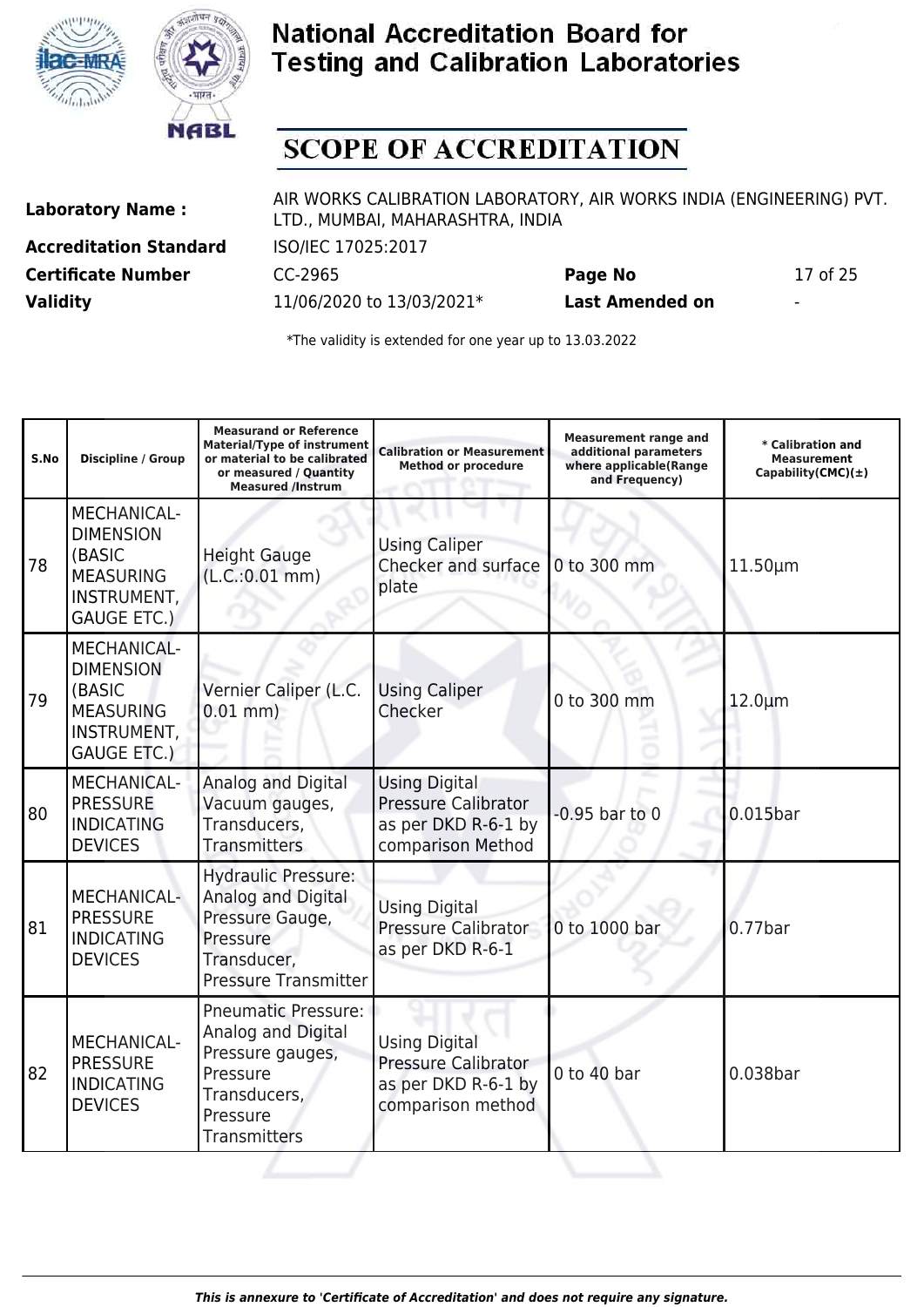# National Accreditation Board for Testing and Calibration Laboratories

## SCOPE OF ACCREDITATION

**Laboratory Name :** AIR WORKS CALIBRATION LABORATORY, AIR WORKS INDIA (ENGINEERING) PVT. LTD., MUMBAI, MAHARASHTRA, INDIA

**Accreditation Standard** ISO/IEC 17025:2017

**Certificate Number** CC-2965 **Page No** 17 of 25

**Validity** 11/06/2020 to 13/03/2021* **Last Amended on** -

*The validity is extended for one year up to 13.03.2022

| S.No | Discipline / Group | Measurand or Reference Material/Type of instrument or material to be calibrated or measured / Quantity Measured /Instrum | Calibration or Measurement Method or procedure | Measurement range and additional parameters where applicable(Range and Frequency) | * Calibration and Measurement Capability(CMC)(±) |
|---|---|---|---|---|---|
| 78 | MECHANICAL- DIMENSION (BASIC MEASURING INSTRUMENT, GAUGE ETC.) | Height Gauge (L.C.:0.01 mm) | Using Caliper Checker and surface plate | 0 to 300 mm | 11.50µm |
| 79 | MECHANICAL- DIMENSION (BASIC MEASURING INSTRUMENT, GAUGE ETC.) | Vernier Caliper (L.C. 0.01 mm) | Using Caliper Checker | 0 to 300 mm | 12.0µm |
| 80 | MECHANICAL- PRESSURE INDICATING DEVICES | Analog and Digital Vacuum gauges, Transducers, Transmitters | Using Digital Pressure Calibrator as per DKD R-6-1 by comparison Method | -0.95 bar to 0 | 0.015bar |
| 81 | MECHANICAL- PRESSURE INDICATING DEVICES | Hydraulic Pressure: Analog and Digital Pressure Gauge, Pressure Transducer, Pressure Transmitter | Using Digital Pressure Calibrator as per DKD R-6-1 | 0 to 1000 bar | 0.77bar |
| 82 | MECHANICAL- PRESSURE INDICATING DEVICES | Pneumatic Pressure: Analog and Digital Pressure gauges, Pressure Transducers, Pressure Transmitters | Using Digital Pressure Calibrator as per DKD R-6-1 by comparison method | 0 to 40 bar | 0.038bar |

*This is annexure to 'Certificate of Accreditation' and does not require any signature.*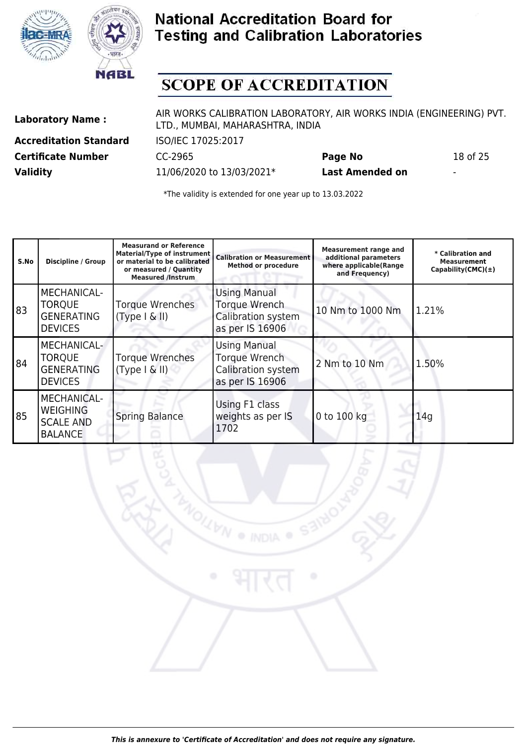# National Accreditation Board for Testing and Calibration Laboratories

## SCOPE OF ACCREDITATION

**Laboratory Name :** AIR WORKS CALIBRATION LABORATORY, AIR WORKS INDIA (ENGINEERING) PVT. LTD., MUMBAI, MAHARASHTRA, INDIA

**Accreditation Standard** ISO/IEC 17025:2017

**Certificate Number** CC-2965 **Page No** 18 of 25

**Validity** 11/06/2020 to 13/03/2021* **Last Amended on** -

*The validity is extended for one year up to 13.03.2022

| S.No | Discipline / Group | Measurand or Reference Material/Type of instrument or material to be calibrated or measured / Quantity Measured /Instrum | Calibration or Measurement Method or procedure | Measurement range and additional parameters where applicable(Range and Frequency) | * Calibration and Measurement Capability(CMC)(±) |
|---|---|---|---|---|---|
| 83 | MECHANICAL- TORQUE GENERATING DEVICES | Torque Wrenches (Type I & II) | Using Manual Torque Wrench Calibration system as per IS 16906 | 10 Nm to 1000 Nm | 1.21% |
| 84 | MECHANICAL- TORQUE GENERATING DEVICES | Torque Wrenches (Type I & II) | Using Manual Torque Wrench Calibration system as per IS 16906 | 2 Nm to 10 Nm | 1.50% |
| 85 | MECHANICAL- WEIGHING SCALE AND BALANCE | Spring Balance | Using F1 class weights as per IS 1702 | 0 to 100 kg | 14g |

*This is annexure to 'Certificate of Accreditation' and does not require any signature.*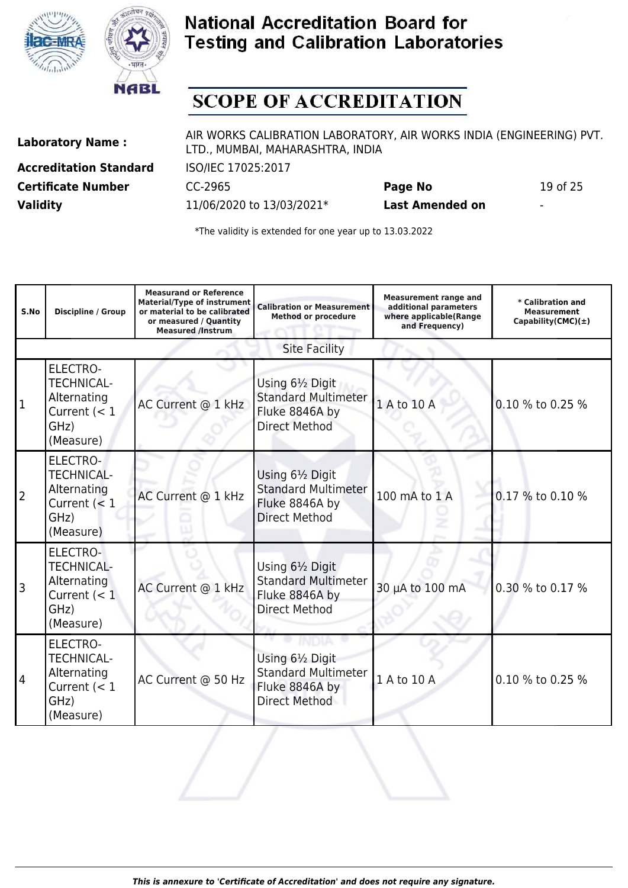# National Accreditation Board for Testing and Calibration Laboratories

## SCOPE OF ACCREDITATION

| | | | |
|---|---|---|---|
| **Laboratory Name :** | AIR WORKS CALIBRATION LABORATORY, AIR WORKS INDIA (ENGINEERING) PVT. LTD., MUMBAI, MAHARASHTRA, INDIA | | |
| **Accreditation Standard** | ISO/IEC 17025:2017 | | |
| **Certificate Number** | CC-2965 | **Page No** | 19 of 25 |
| **Validity** | 11/06/2020 to 13/03/2021* | **Last Amended on** | - |

*The validity is extended for one year up to 13.03.2022

| S.No | Discipline / Group | Measurand or Reference Material/Type of instrument or material to be calibrated or measured / Quantity Measured /Instrum | Calibration or Measurement Method or procedure | Measurement range and additional parameters where applicable(Range and Frequency) | * Calibration and Measurement Capability(CMC)(±) |
|---|---|---|---|---|---|
| Site Facility | | | | | |
| 1 | ELECTRO-TECHNICAL-Alternating Current (< 1 GHz) (Measure) | AC Current @ 1 kHz | Using 6½ Digit Standard Multimeter Fluke 8846A by Direct Method | 1 A to 10 A | 0.10 % to 0.25 % |
| 2 | ELECTRO-TECHNICAL-Alternating Current (< 1 GHz) (Measure) | AC Current @ 1 kHz | Using 6½ Digit Standard Multimeter Fluke 8846A by Direct Method | 100 mA to 1 A | 0.17 % to 0.10 % |
| 3 | ELECTRO-TECHNICAL-Alternating Current (< 1 GHz) (Measure) | AC Current @ 1 kHz | Using 6½ Digit Standard Multimeter Fluke 8846A by Direct Method | 30 µA to 100 mA | 0.30 % to 0.17 % |
| 4 | ELECTRO-TECHNICAL-Alternating Current (< 1 GHz) (Measure) | AC Current @ 50 Hz | Using 6½ Digit Standard Multimeter Fluke 8846A by Direct Method | 1 A to 10 A | 0.10 % to 0.25 % |

*This is annexure to 'Certificate of Accreditation' and does not require any signature.*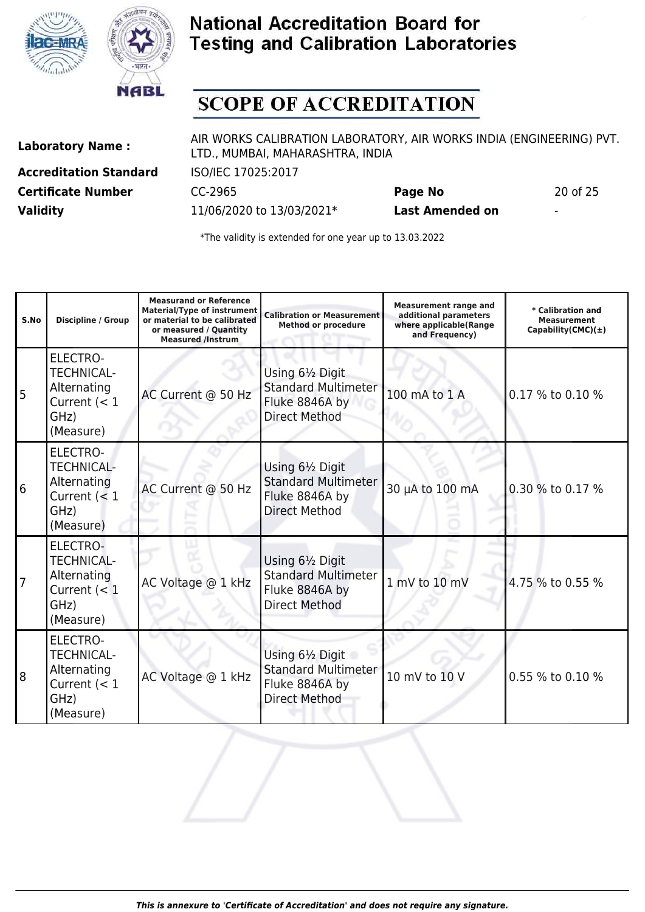# National Accreditation Board for Testing and Calibration Laboratories

## SCOPE OF ACCREDITATION

| | | | |
|---|---|---|---|
| **Laboratory Name :** | AIR WORKS CALIBRATION LABORATORY, AIR WORKS INDIA (ENGINEERING) PVT. LTD., MUMBAI, MAHARASHTRA, INDIA | | |
| **Accreditation Standard** | ISO/IEC 17025:2017 | | |
| **Certificate Number** | CC-2965 | **Page No** | 20 of 25 |
| **Validity** | 11/06/2020 to 13/03/2021* | **Last Amended on** | - |

*The validity is extended for one year up to 13.03.2022

| S.No | Discipline / Group | Measurand or Reference Material/Type of instrument or material to be calibrated or measured / Quantity Measured /Instrum | Calibration or Measurement Method or procedure | Measurement range and additional parameters where applicable(Range and Frequency) | * Calibration and Measurement Capability(CMC)(±) |
|---|---|---|---|---|---|
| 5 | ELECTRO-TECHNICAL- Alternating Current (< 1 GHz) (Measure) | AC Current @ 50 Hz | Using 6½ Digit Standard Multimeter Fluke 8846A by Direct Method | 100 mA to 1 A | 0.17 % to 0.10 % |
| 6 | ELECTRO-TECHNICAL- Alternating Current (< 1 GHz) (Measure) | AC Current @ 50 Hz | Using 6½ Digit Standard Multimeter Fluke 8846A by Direct Method | 30 µA to 100 mA | 0.30 % to 0.17 % |
| 7 | ELECTRO-TECHNICAL- Alternating Current (< 1 GHz) (Measure) | AC Voltage @ 1 kHz | Using 6½ Digit Standard Multimeter Fluke 8846A by Direct Method | 1 mV to 10 mV | 4.75 % to 0.55 % |
| 8 | ELECTRO-TECHNICAL- Alternating Current (< 1 GHz) (Measure) | AC Voltage @ 1 kHz | Using 6½ Digit Standard Multimeter Fluke 8846A by Direct Method | 10 mV to 10 V | 0.55 % to 0.10 % |

*This is annexure to 'Certificate of Accreditation' and does not require any signature.*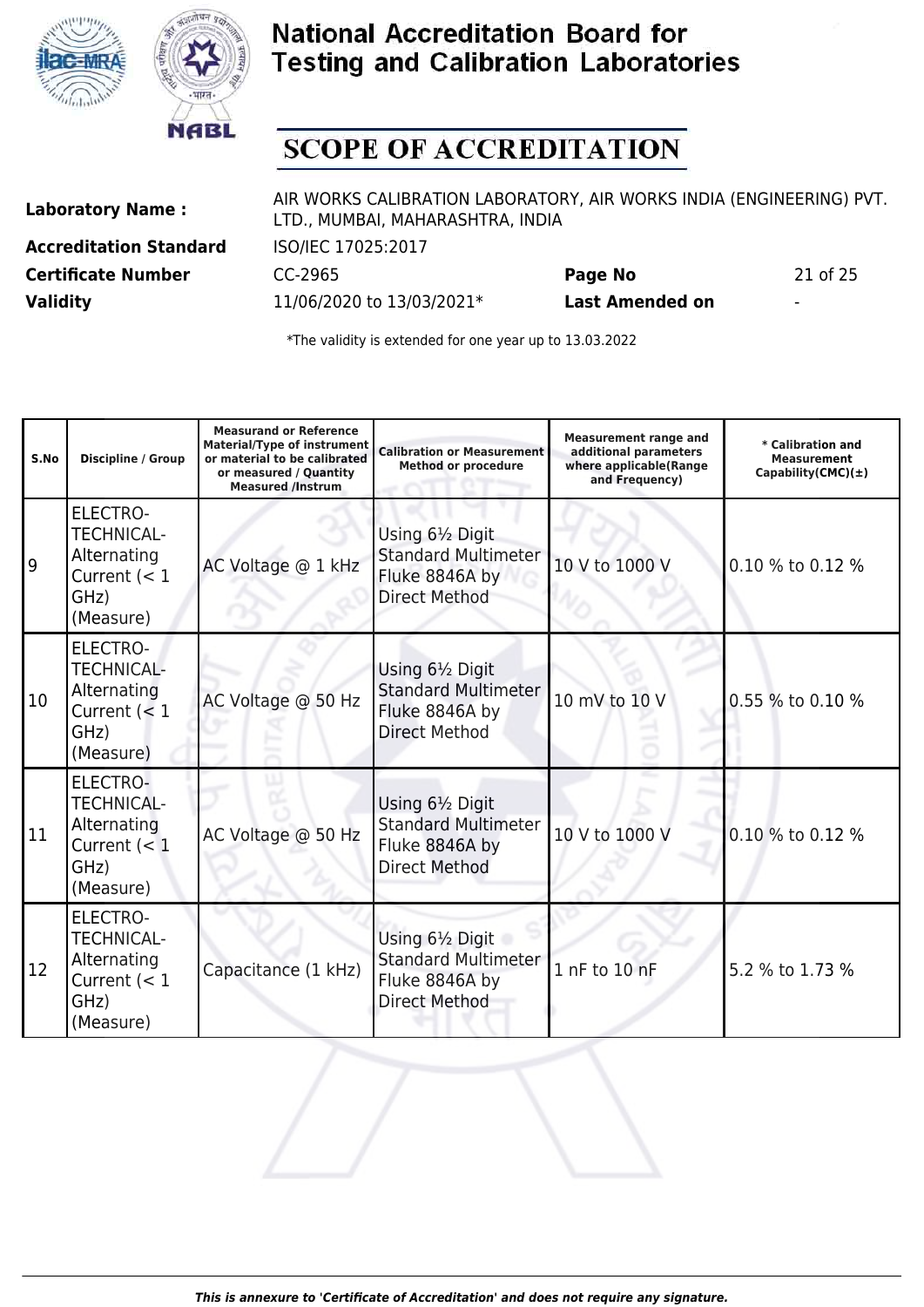# National Accreditation Board for Testing and Calibration Laboratories

## SCOPE OF ACCREDITATION

| | | | |
|---|---|---|---|
| **Laboratory Name :** | AIR WORKS CALIBRATION LABORATORY, AIR WORKS INDIA (ENGINEERING) PVT. LTD., MUMBAI, MAHARASHTRA, INDIA | | |
| **Accreditation Standard** | ISO/IEC 17025:2017 | | |
| **Certificate Number** | CC-2965 | **Page No** | 21 of 25 |
| **Validity** | 11/06/2020 to 13/03/2021* | **Last Amended on** | - |

*The validity is extended for one year up to 13.03.2022

| S.No | Discipline / Group | Measurand or Reference Material/Type of instrument or material to be calibrated or measured / Quantity Measured /Instrum | Calibration or Measurement Method or procedure | Measurement range and additional parameters where applicable(Range and Frequency) | * Calibration and Measurement Capability(CMC)(±) |
|---|---|---|---|---|---|
| 9 | ELECTRO-TECHNICAL-Alternating Current (< 1 GHz) (Measure) | AC Voltage @ 1 kHz | Using 6½ Digit Standard Multimeter Fluke 8846A by Direct Method | 10 V to 1000 V | 0.10 % to 0.12 % |
| 10 | ELECTRO-TECHNICAL-Alternating Current (< 1 GHz) (Measure) | AC Voltage @ 50 Hz | Using 6½ Digit Standard Multimeter Fluke 8846A by Direct Method | 10 mV to 10 V | 0.55 % to 0.10 % |
| 11 | ELECTRO-TECHNICAL-Alternating Current (< 1 GHz) (Measure) | AC Voltage @ 50 Hz | Using 6½ Digit Standard Multimeter Fluke 8846A by Direct Method | 10 V to 1000 V | 0.10 % to 0.12 % |
| 12 | ELECTRO-TECHNICAL-Alternating Current (< 1 GHz) (Measure) | Capacitance (1 kHz) | Using 6½ Digit Standard Multimeter Fluke 8846A by Direct Method | 1 nF to 10 nF | 5.2 % to 1.73 % |

*This is annexure to 'Certificate of Accreditation' and does not require any signature.*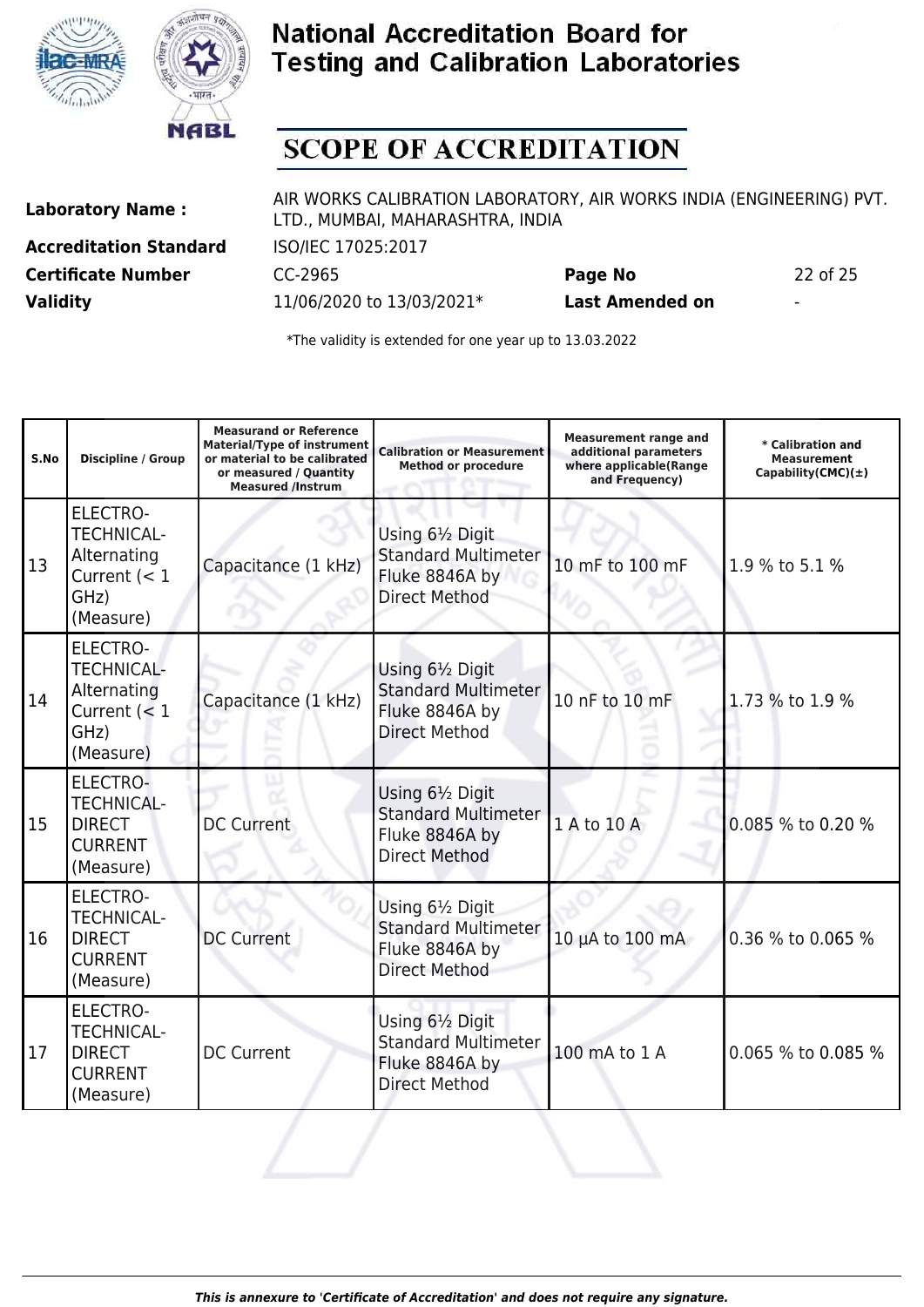# National Accreditation Board for Testing and Calibration Laboratories

## SCOPE OF ACCREDITATION

**Laboratory Name :** AIR WORKS CALIBRATION LABORATORY, AIR WORKS INDIA (ENGINEERING) PVT. LTD., MUMBAI, MAHARASHTRA, INDIA

**Accreditation Standard** ISO/IEC 17025:2017

**Certificate Number** CC-2965 **Page No** 22 of 25

**Validity** 11/06/2020 to 13/03/2021* **Last Amended on** -

*The validity is extended for one year up to 13.03.2022

| S.No | Discipline / Group | Measurand or Reference Material/Type of instrument or material to be calibrated or measured / Quantity Measured /Instrum | Calibration or Measurement Method or procedure | Measurement range and additional parameters where applicable(Range and Frequency) | * Calibration and Measurement Capability(CMC)(±) |
|---|---|---|---|---|---|
| 13 | ELECTRO-TECHNICAL-Alternating Current (< 1 GHz) (Measure) | Capacitance (1 kHz) | Using 6½ Digit Standard Multimeter Fluke 8846A by Direct Method | 10 mF to 100 mF | 1.9 % to 5.1 % |
| 14 | ELECTRO-TECHNICAL-Alternating Current (< 1 GHz) (Measure) | Capacitance (1 kHz) | Using 6½ Digit Standard Multimeter Fluke 8846A by Direct Method | 10 nF to 10 mF | 1.73 % to 1.9 % |
| 15 | ELECTRO-TECHNICAL-DIRECT CURRENT (Measure) | DC Current | Using 6½ Digit Standard Multimeter Fluke 8846A by Direct Method | 1 A to 10 A | 0.085 % to 0.20 % |
| 16 | ELECTRO-TECHNICAL-DIRECT CURRENT (Measure) | DC Current | Using 6½ Digit Standard Multimeter Fluke 8846A by Direct Method | 10 µA to 100 mA | 0.36 % to 0.065 % |
| 17 | ELECTRO-TECHNICAL-DIRECT CURRENT (Measure) | DC Current | Using 6½ Digit Standard Multimeter Fluke 8846A by Direct Method | 100 mA to 1 A | 0.065 % to 0.085 % |

*This is annexure to 'Certificate of Accreditation' and does not require any signature.*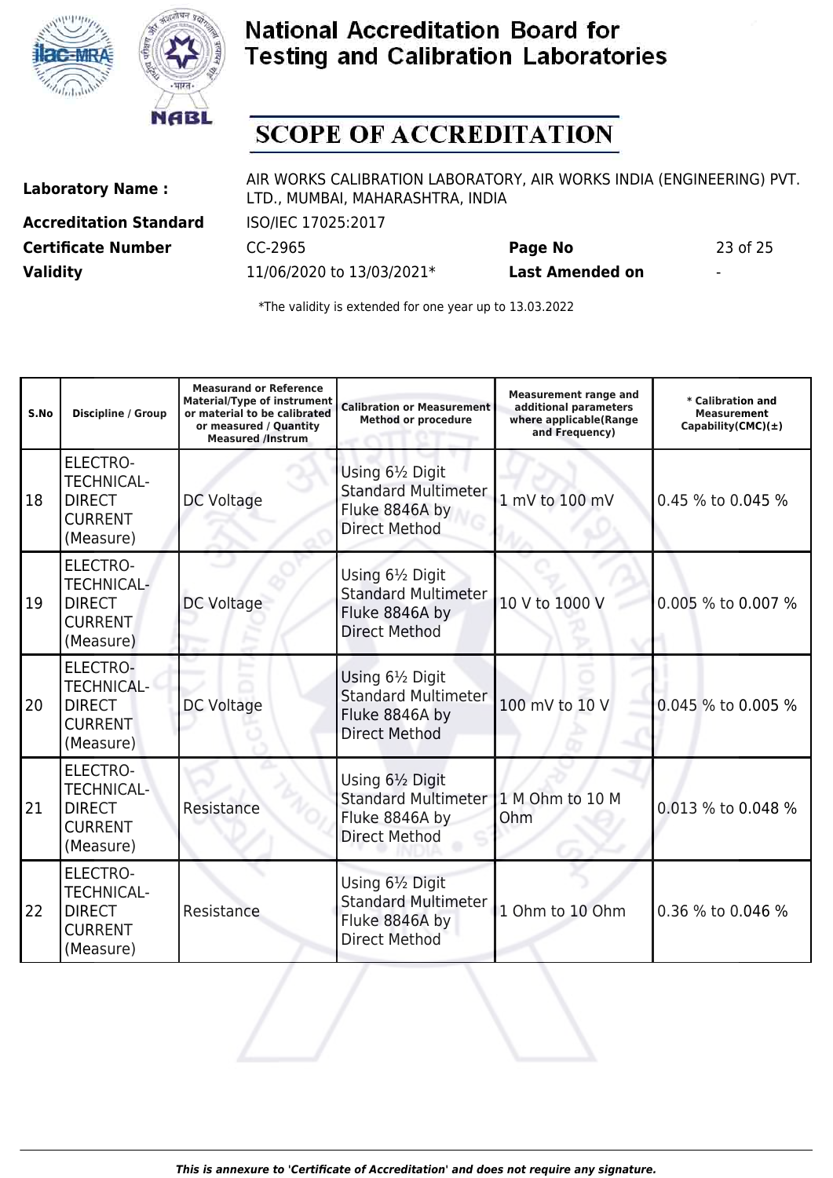# National Accreditation Board for Testing and Calibration Laboratories

## SCOPE OF ACCREDITATION

| | | | |
|---|---|---|---|
| **Laboratory Name :** | AIR WORKS CALIBRATION LABORATORY, AIR WORKS INDIA (ENGINEERING) PVT. LTD., MUMBAI, MAHARASHTRA, INDIA | | |
| **Accreditation Standard** | ISO/IEC 17025:2017 | | |
| **Certificate Number** | CC-2965 | **Page No** | 23 of 25 |
| **Validity** | 11/06/2020 to 13/03/2021* | **Last Amended on** | - |

*The validity is extended for one year up to 13.03.2022

| S.No | Discipline / Group | Measurand or Reference Material/Type of instrument or material to be calibrated or measured / Quantity Measured /Instrum | Calibration or Measurement Method or procedure | Measurement range and additional parameters where applicable(Range and Frequency) | * Calibration and Measurement Capability(CMC)(±) |
|---|---|---|---|---|---|
| 18 | ELECTRO-TECHNICAL-DIRECT CURRENT (Measure) | DC Voltage | Using 6½ Digit Standard Multimeter Fluke 8846A by Direct Method | 1 mV to 100 mV | 0.45 % to 0.045 % |
| 19 | ELECTRO-TECHNICAL-DIRECT CURRENT (Measure) | DC Voltage | Using 6½ Digit Standard Multimeter Fluke 8846A by Direct Method | 10 V to 1000 V | 0.005 % to 0.007 % |
| 20 | ELECTRO-TECHNICAL-DIRECT CURRENT (Measure) | DC Voltage | Using 6½ Digit Standard Multimeter Fluke 8846A by Direct Method | 100 mV to 10 V | 0.045 % to 0.005 % |
| 21 | ELECTRO-TECHNICAL-DIRECT CURRENT (Measure) | Resistance | Using 6½ Digit Standard Multimeter Fluke 8846A by Direct Method | 1 M Ohm to 10 M Ohm | 0.013 % to 0.048 % |
| 22 | ELECTRO-TECHNICAL-DIRECT CURRENT (Measure) | Resistance | Using 6½ Digit Standard Multimeter Fluke 8846A by Direct Method | 1 Ohm to 10 Ohm | 0.36 % to 0.046 % |

*This is annexure to 'Certificate of Accreditation' and does not require any signature.*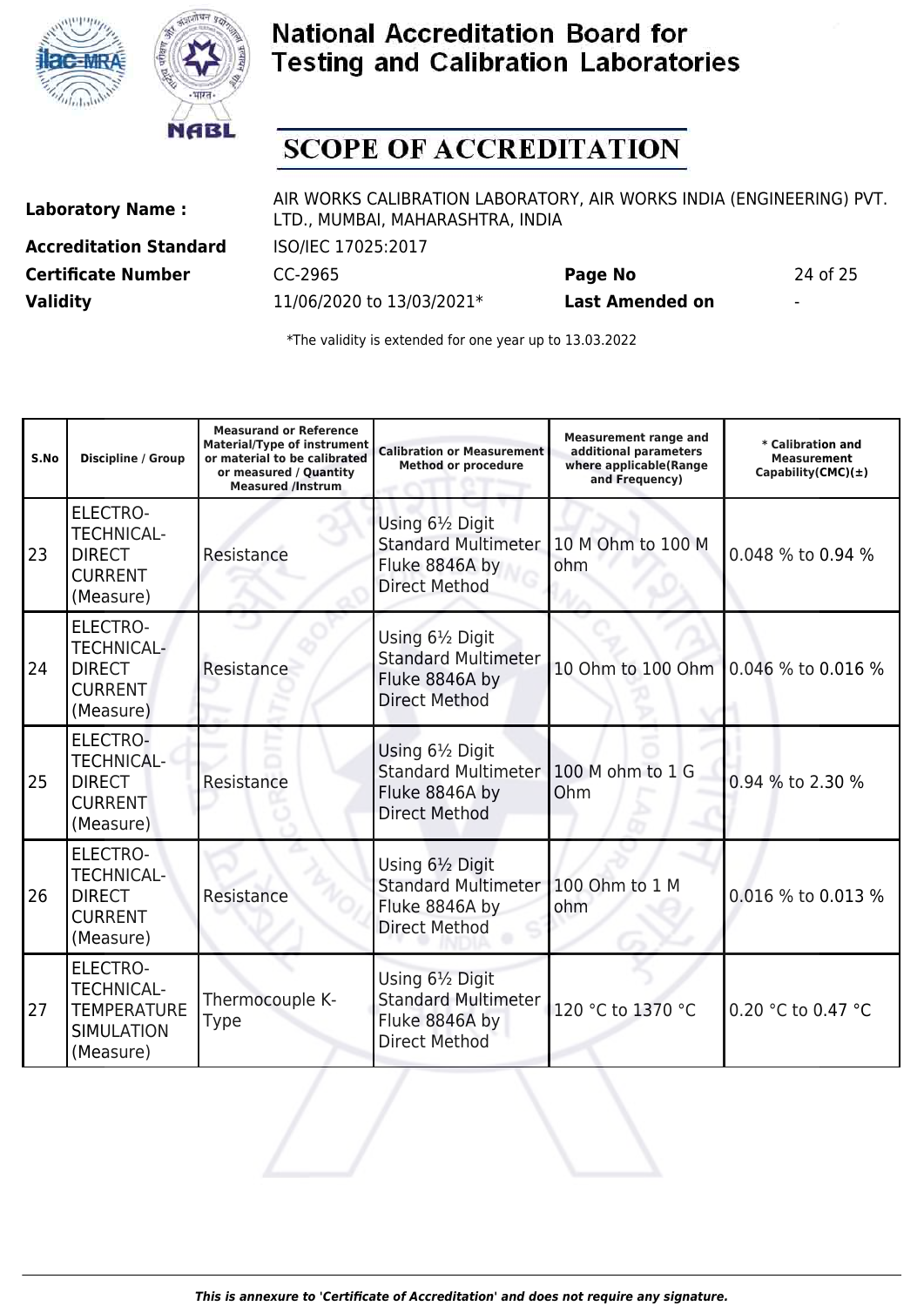# National Accreditation Board for Testing and Calibration Laboratories

## SCOPE OF ACCREDITATION

**Laboratory Name :** AIR WORKS CALIBRATION LABORATORY, AIR WORKS INDIA (ENGINEERING) PVT. LTD., MUMBAI, MAHARASHTRA, INDIA

**Accreditation Standard** ISO/IEC 17025:2017

**Certificate Number** CC-2965 **Page No** 24 of 25

**Validity** 11/06/2020 to 13/03/2021* **Last Amended on** -

*The validity is extended for one year up to 13.03.2022

| S.No | Discipline / Group | Measurand or Reference Material/Type of instrument or material to be calibrated or measured / Quantity Measured /Instrum | Calibration or Measurement Method or procedure | Measurement range and additional parameters where applicable(Range and Frequency) | * Calibration and Measurement Capability(CMC)(±) |
|---|---|---|---|---|---|
| 23 | ELECTRO-TECHNICAL-DIRECT CURRENT (Measure) | Resistance | Using 6½ Digit Standard Multimeter Fluke 8846A by Direct Method | 10 M Ohm to 100 M ohm | 0.048 % to 0.94 % |
| 24 | ELECTRO-TECHNICAL-DIRECT CURRENT (Measure) | Resistance | Using 6½ Digit Standard Multimeter Fluke 8846A by Direct Method | 10 Ohm to 100 Ohm | 0.046 % to 0.016 % |
| 25 | ELECTRO-TECHNICAL-DIRECT CURRENT (Measure) | Resistance | Using 6½ Digit Standard Multimeter Fluke 8846A by Direct Method | 100 M ohm to 1 G Ohm | 0.94 % to 2.30 % |
| 26 | ELECTRO-TECHNICAL-DIRECT CURRENT (Measure) | Resistance | Using 6½ Digit Standard Multimeter Fluke 8846A by Direct Method | 100 Ohm to 1 M ohm | 0.016 % to 0.013 % |
| 27 | ELECTRO-TECHNICAL-TEMPERATURE SIMULATION (Measure) | Thermocouple K-Type | Using 6½ Digit Standard Multimeter Fluke 8846A by Direct Method | 120 °C to 1370 °C | 0.20 °C to 0.47 °C |

*This is annexure to 'Certificate of Accreditation' and does not require any signature.*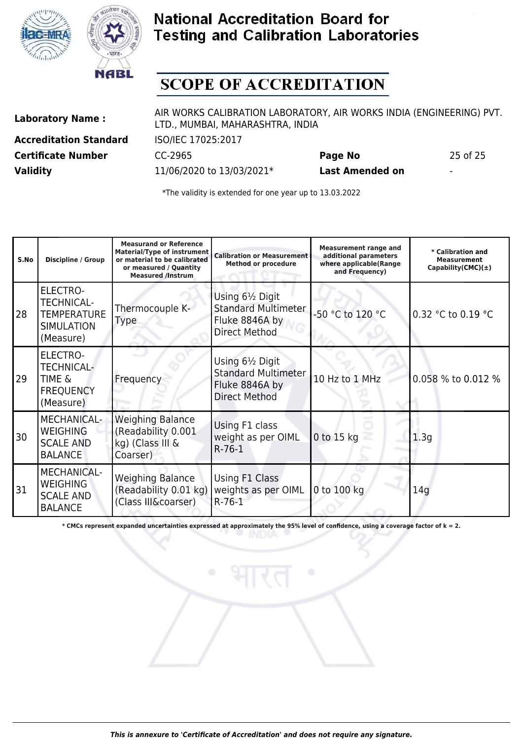# National Accreditation Board for Testing and Calibration Laboratories

## SCOPE OF ACCREDITATION

| | | | |
|---|---|---|---|
| **Laboratory Name :** | AIR WORKS CALIBRATION LABORATORY, AIR WORKS INDIA (ENGINEERING) PVT. LTD., MUMBAI, MAHARASHTRA, INDIA | | |
| **Accreditation Standard** | ISO/IEC 17025:2017 | | |
| **Certificate Number** | CC-2965 | **Page No** | 25 of 25 |
| **Validity** | 11/06/2020 to 13/03/2021* | **Last Amended on** | - |

*The validity is extended for one year up to 13.03.2022

| S.No | Discipline / Group | Measurand or Reference Material/Type of instrument or material to be calibrated or measured / Quantity Measured /Instrum | Calibration or Measurement Method or procedure | Measurement range and additional parameters where applicable(Range and Frequency) | * Calibration and Measurement Capability(CMC)(±) |
|---|---|---|---|---|---|
| 28 | ELECTRO-TECHNICAL-TEMPERATURE SIMULATION (Measure) | Thermocouple K-Type | Using 6½ Digit Standard Multimeter Fluke 8846A by Direct Method | -50 °C to 120 °C | 0.32 °C to 0.19 °C |
| 29 | ELECTRO-TECHNICAL-TIME & FREQUENCY (Measure) | Frequency | Using 6½ Digit Standard Multimeter Fluke 8846A by Direct Method | 10 Hz to 1 MHz | 0.058 % to 0.012 % |
| 30 | MECHANICAL-WEIGHING SCALE AND BALANCE | Weighing Balance (Readability 0.001 kg) (Class III & Coarser) | Using F1 class weight as per OIML R-76-1 | 0 to 15 kg | 1.3g |
| 31 | MECHANICAL-WEIGHING SCALE AND BALANCE | Weighing Balance (Readability 0.01 kg) (Class III&coarser) | Using F1 Class weights as per OIML R-76-1 | 0 to 100 kg | 14g |

**\* CMCs represent expanded uncertainties expressed at approximately the 95% level of confidence, using a coverage factor of k = 2.**

*This is annexure to 'Certificate of Accreditation' and does not require any signature.*